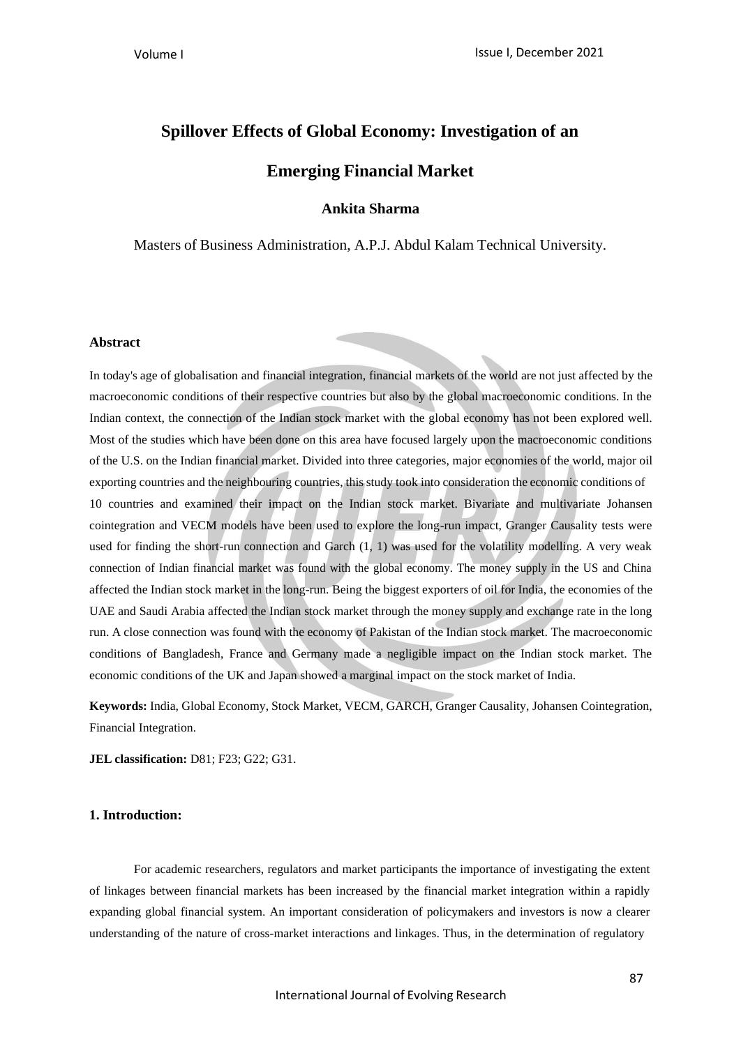# Spillover Effects of Global Economy: Investigation of an Emerging Financial Market

**Ankita Sharma**

Masters of Business Administration, A.P.J. Abdul Kalam Technical University.

### Abstract

In today's age of globalisation and financial integration, financial markets of the world are not just affected by the macroeconomic conditions of their respective countries but also by the global macroeconomic conditions. In the Indian context, the connection of the Indian stock market with the global economy has not been explored well. Most of the studies which have been done on this area have focused largely upon the macroeconomic conditions of the U.S. on the Indian financial market. Divided into three categories, major economies of the world, major oil exporting countries and the neighbouring countries, this study took into consideration the economic conditions of 10 countries and examined their impact on the Indian stock market. Bivariate and multivariate Johansen cointegration and VECM models have been used to explore the long-run impact, Granger Causality tests were used for finding the short-run connection and Garch (1, 1) was used for the volatility modelling. A very weak connection of Indian financial market was found with the global economy. The money supply in the US and China affected the Indian stock market in the long-run. Being the biggest exporters of oil for India, the economies of the UAE and Saudi Arabia affected the Indian stock market through the money supply and exchange rate in the long run. A close connection was found with the economy of Pakistan of the Indian stock market. The macroeconomic conditions of Bangladesh, France and Germany made a negligible impact on the Indian stock market. The economic conditions of the UK and Japan showed a marginal impact on the stock market of India.

**Keywords:** India, Global Economy, Stock Market, VECM, GARCH, Granger Causality, Johansen Cointegration, Financial Integration.

**JEL classification:** D81; F23; G22; G31.

### 1. Introduction:

For academic researchers, regulators and market participants the importance of investigating the extent of linkages between financial markets has been increased by the financial market integration within a rapidly expanding global financial system. An important consideration of policymakers and investors is now a clearer understanding of the nature of cross-market interactions and linkages. Thus, in the determination of regulatory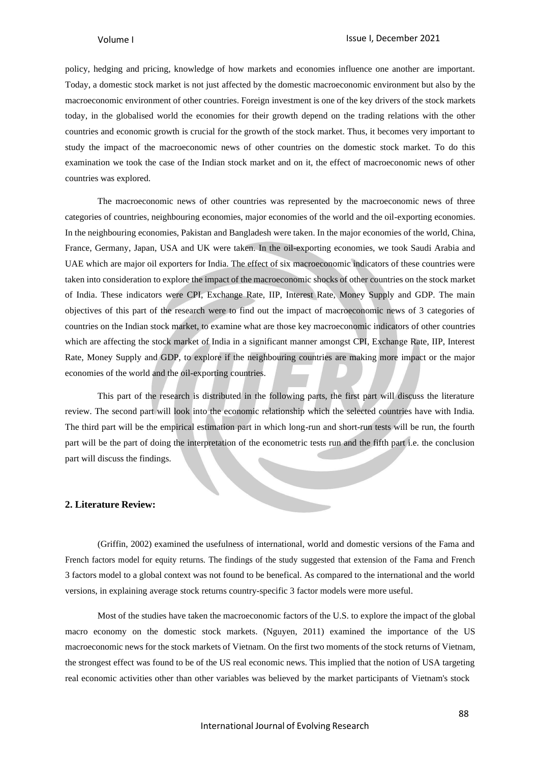policy, hedging and pricing, knowledge of how markets and economies influence one another are important. Today, a domestic stock market is not just affected by the domestic macroeconomic environment but also by the macroeconomic environment of other countries. Foreign investment is one of the key drivers of the stock markets today, in the globalised world the economies for their growth depend on the trading relations with the other countries and economic growth is crucial for the growth of the stock market. Thus, it becomes very important to study the impact of the macroeconomic news of other countries on the domestic stock market. To do this examination we took the case of the Indian stock market and on it, the effect of macroeconomic news of other countries was explored.

The macroeconomic news of other countries was represented by the macroeconomic news of three categories of countries, neighbouring economies, major economies of the world and the oil-exporting economies. In the neighbouring economies, Pakistan and Bangladesh were taken. In the major economies of the world, China, France, Germany, Japan, USA and UK were taken. In the oil-exporting economies, we took Saudi Arabia and UAE which are major oil exporters for India. The effect of six macroeconomic indicators of these countries were taken into consideration to explore the impact of the macroeconomic shocks of other countries on the stock market of India. These indicators were CPI, Exchange Rate, IIP, Interest Rate, Money Supply and GDP. The main objectives of this part of the research were to find out the impact of macroeconomic news of 3 categories of countries on the Indian stock market, to examine what are those key macroeconomic indicators of other countries which are affecting the stock market of India in a significant manner amongst CPI, Exchange Rate, IIP, Interest Rate, Money Supply and GDP, to explore if the neighbouring countries are making more impact or the major economies of the world and the oil-exporting countries.

This part of the research is distributed in the following parts, the first part will discuss the literature review. The second part will look into the economic relationship which the selected countries have with India. The third part will be the empirical estimation part in which long-run and short-run tests will be run, the fourth part will be the part of doing the interpretation of the econometric tests run and the fifth part i.e. the conclusion part will discuss the findings.

## 2. Literature Review:

(Griffin, 2002) examined the usefulness of international, world and domestic versions of the Fama and French factors model for equity returns. The findings of the study suggested that extension of the Fama and French 3 factors model to a global context was not found to be benefical. As compared to the international and the world versions, in explaining average stock returns country-specific 3 factor models were more useful.

Most of the studies have taken the macroeconomic factors of the U.S. to explore the impact of the global macro economy on the domestic stock markets. (Nguyen, 2011) examined the importance of the US macroeconomic news for the stock markets of Vietnam. On the first two moments of the stock returns of Vietnam, the strongest effect was found to be of the US real economic news. This implied that the notion of USA targeting real economic activities other than other variables was believed by the market participants of Vietnam's stock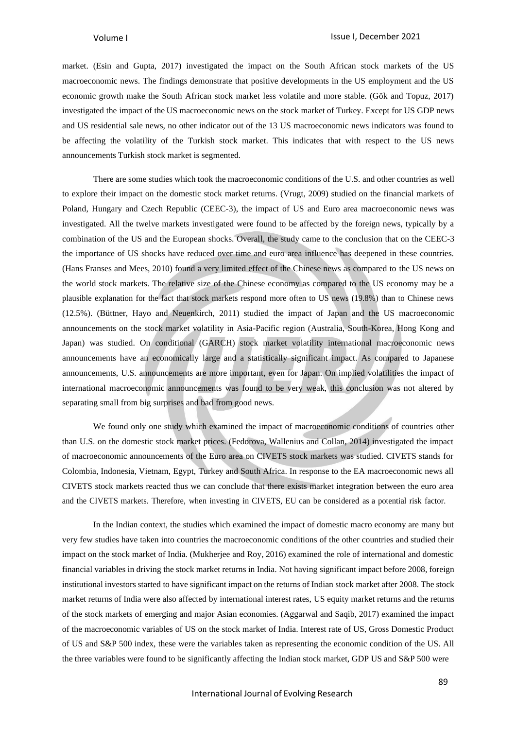market. (Esin and Gupta, 2017) investigated the impact on the South African stock markets of the US macroeconomic news. The findings demonstrate that positive developments in the US employment and the US economic growth make the South African stock market less volatile and more stable. (Gök and Topuz, 2017) investigated the impact of the US macroeconomic news on the stock market of Turkey. Except for US GDP news and US residential sale news, no other indicator out of the 13 US macroeconomic news indicators was found to be affecting the volatility of the Turkish stock market. This indicates that with respect to the US news announcements Turkish stock market is segmented.

There are some studies which took the macroeconomic conditions of the U.S. and other countries as well to explore their impact on the domestic stock market returns. (Vrugt, 2009) studied on the financial markets of Poland, Hungary and Czech Republic (CEEC-3), the impact of US and Euro area macroeconomic news was investigated. All the twelve markets investigated were found to be affected by the foreign news, typically by a combination of the US and the European shocks. Overall, the study came to the conclusion that on the CEEC-3 the importance of US shocks have reduced over time and euro area influence has deepened in these countries. (Hans Franses and Mees, 2010) found a very limited effect of the Chinese news as compared to the US news on the world stock markets. The relative size of the Chinese economy as compared to the US economy may be a plausible explanation for the fact that stock markets respond more often to US news (19.8%) than to Chinese news (12.5%). (Büttner, Hayo and Neuenkirch, 2011) studied the impact of Japan and the US macroeconomic announcements on the stock market volatility in Asia-Pacific region (Australia, South-Korea, Hong Kong and Japan) was studied. On conditional (GARCH) stock market volatility international macroeconomic news announcements have an economically large and a statistically significant impact. As compared to Japanese announcements, U.S. announcements are more important, even for Japan. On implied volatilities the impact of international macroeconomic announcements was found to be very weak, this conclusion was not altered by separating small from big surprises and bad from good news.

We found only one study which examined the impact of macroeconomic conditions of countries other than U.S. on the domestic stock market prices. (Fedorova, Wallenius and Collan, 2014) investigated the impact of macroeconomic announcements of the Euro area on CIVETS stock markets was studied. CIVETS stands for Colombia, Indonesia, Vietnam, Egypt, Turkey and South Africa. In response to the EA macroeconomic news all CIVETS stock markets reacted thus we can conclude that there exists market integration between the euro area and the CIVETS markets. Therefore, when investing in CIVETS, EU can be considered as a potential risk factor.

In the Indian context, the studies which examined the impact of domestic macro economy are many but very few studies have taken into countries the macroeconomic conditions of the other countries and studied their impact on the stock market of India. (Mukherjee and Roy, 2016) examined the role of international and domestic financial variables in driving the stock market returns in India. Not having significant impact before 2008, foreign institutional investors started to have significant impact on the returns of Indian stock market after 2008. The stock market returns of India were also affected by international interest rates, US equity market returns and the returns of the stock markets of emerging and major Asian economies. (Aggarwal and Saqib, 2017) examined the impact of the macroeconomic variables of US on the stock market of India. Interest rate of US, Gross Domestic Product of US and S&P 500 index, these were the variables taken as representing the economic condition of the US. All the three variables were found to be significantly affecting the Indian stock market, GDP US and S&P 500 were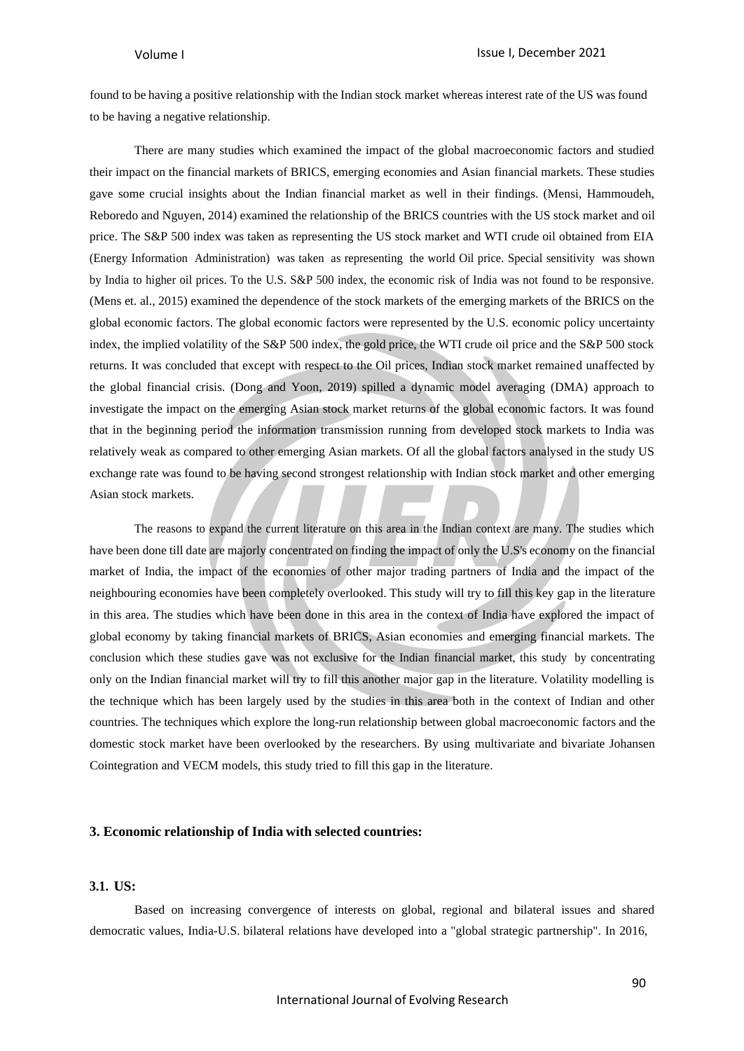found to be having a positive relationship with the Indian stock market whereas interest rate of the US was found to be having a negative relationship.

There are many studies which examined the impact of the global macroeconomic factors and studied their impact on the financial markets of BRICS, emerging economies and Asian financial markets. These studies gave some crucial insights about the Indian financial market as well in their findings. (Mensi, Hammoudeh, Reboredo and Nguyen, 2014) examined the relationship of the BRICS countries with the US stock market and oil price. The S&P 500 index was taken as representing the US stock market and WTI crude oil obtained from EIA (Energy Information Administration) was taken as representing the world Oil price. Special sensitivity was shown by India to higher oil prices. To the U.S. S&P 500 index, the economic risk of India was not found to be responsive. (Mens et. al., 2015) examined the dependence of the stock markets of the emerging markets of the BRICS on the global economic factors. The global economic factors were represented by the U.S. economic policy uncertainty index, the implied volatility of the S&P 500 index, the gold price, the WTI crude oil price and the S&P 500 stock returns. It was concluded that except with respect to the Oil prices, Indian stock market remained unaffected by the global financial crisis. (Dong and Yoon, 2019) spilled a dynamic model averaging (DMA) approach to investigate the impact on the emerging Asian stock market returns of the global economic factors. It was found that in the beginning period the information transmission running from developed stock markets to India was relatively weak as compared to other emerging Asian markets. Of all the global factors analysed in the study US exchange rate was found to be having second strongest relationship with Indian stock market and other emerging Asian stock markets.

The reasons to expand the current literature on this area in the Indian context are many. The studies which have been done till date are majorly concentrated on finding the impact of only the U.S's economy on the financial market of India, the impact of the economies of other major trading partners of India and the impact of the neighbouring economies have been completely overlooked. This study will try to fill this key gap in the literature in this area. The studies which have been done in this area in the context of India have explored the impact of global economy by taking financial markets of BRICS, Asian economies and emerging financial markets. The conclusion which these studies gave was not exclusive for the Indian financial market, this study by concentrating only on the Indian financial market will try to fill this another major gap in the literature. Volatility modelling is the technique which has been largely used by the studies in this area both in the context of Indian and other countries. The techniques which explore the long-run relationship between global macroeconomic factors and the domestic stock market have been overlooked by the researchers. By using multivariate and bivariate Johansen Cointegration and VECM models, this study tried to fill this gap in the literature.

## 3. Economic relationship of India with selected countries:

### 3.1. US:

Based on increasing convergence of interests on global, regional and bilateral issues and shared democratic values, India-U.S. bilateral relations have developed into a "global strategic partnership". In 2016,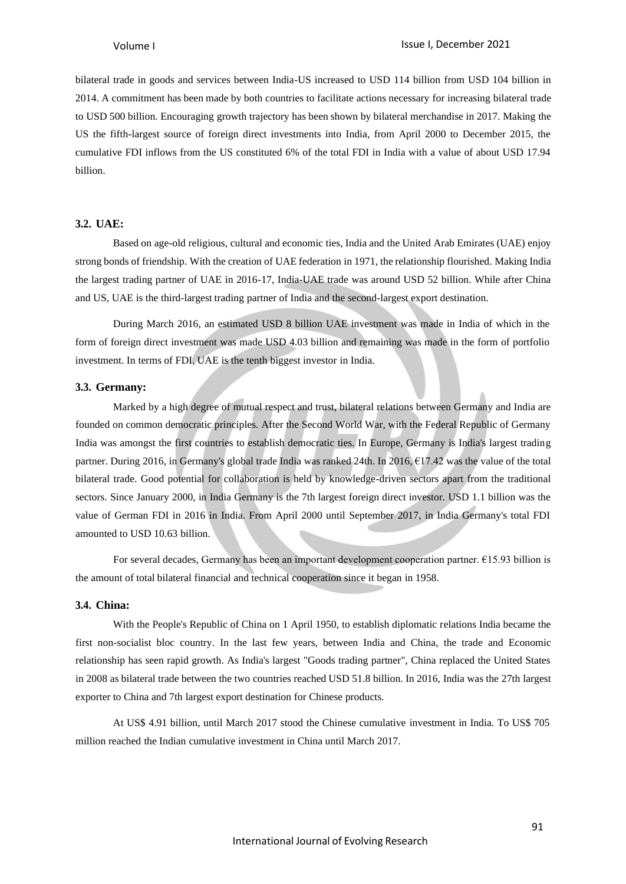bilateral trade in goods and services between India-US increased to USD 114 billion from USD 104 billion in 2014. A commitment has been made by both countries to facilitate actions necessary for increasing bilateral trade to USD 500 billion. Encouraging growth trajectory has been shown by bilateral merchandise in 2017. Making the US the fifth-largest source of foreign direct investments into India, from April 2000 to December 2015, the cumulative FDI inflows from the US constituted 6% of the total FDI in India with a value of about USD 17.94 billion.

### 3.2. UAE:

Based on age-old religious, cultural and economic ties, India and the United Arab Emirates (UAE) enjoy strong bonds of friendship. With the creation of UAE federation in 1971, the relationship flourished. Making India the largest trading partner of UAE in 2016-17, India-UAE trade was around USD 52 billion. While after China and US, UAE is the third-largest trading partner of India and the second-largest export destination.

During March 2016, an estimated USD 8 billion UAE investment was made in India of which in the form of foreign direct investment was made USD 4.03 billion and remaining was made in the form of portfolio investment. In terms of FDI, UAE is the tenth biggest investor in India.

### 3.3. Germany:

Marked by a high degree of mutual respect and trust, bilateral relations between Germany and India are founded on common democratic principles. After the Second World War, with the Federal Republic of Germany India was amongst the first countries to establish democratic ties. In Europe, Germany is India's largest trading partner. During 2016, in Germany's global trade India was ranked 24th. In 2016, €17.42 was the value of the total bilateral trade. Good potential for collaboration is held by knowledge-driven sectors apart from the traditional sectors. Since January 2000, in India Germany is the 7th largest foreign direct investor. USD 1.1 billion was the value of German FDI in 2016 in India. From April 2000 until September 2017, in India Germany's total FDI amounted to USD 10.63 billion.

For several decades, Germany has been an important development cooperation partner. €15.93 billion is the amount of total bilateral financial and technical cooperation since it began in 1958.

### 3.4. China:

With the People's Republic of China on 1 April 1950, to establish diplomatic relations India became the first non-socialist bloc country. In the last few years, between India and China, the trade and Economic relationship has seen rapid growth. As India's largest "Goods trading partner", China replaced the United States in 2008 as bilateral trade between the two countries reached USD 51.8 billion. In 2016, India was the 27th largest exporter to China and 7th largest export destination for Chinese products.

At US$ 4.91 billion, until March 2017 stood the Chinese cumulative investment in India. To US$ 705 million reached the Indian cumulative investment in China until March 2017.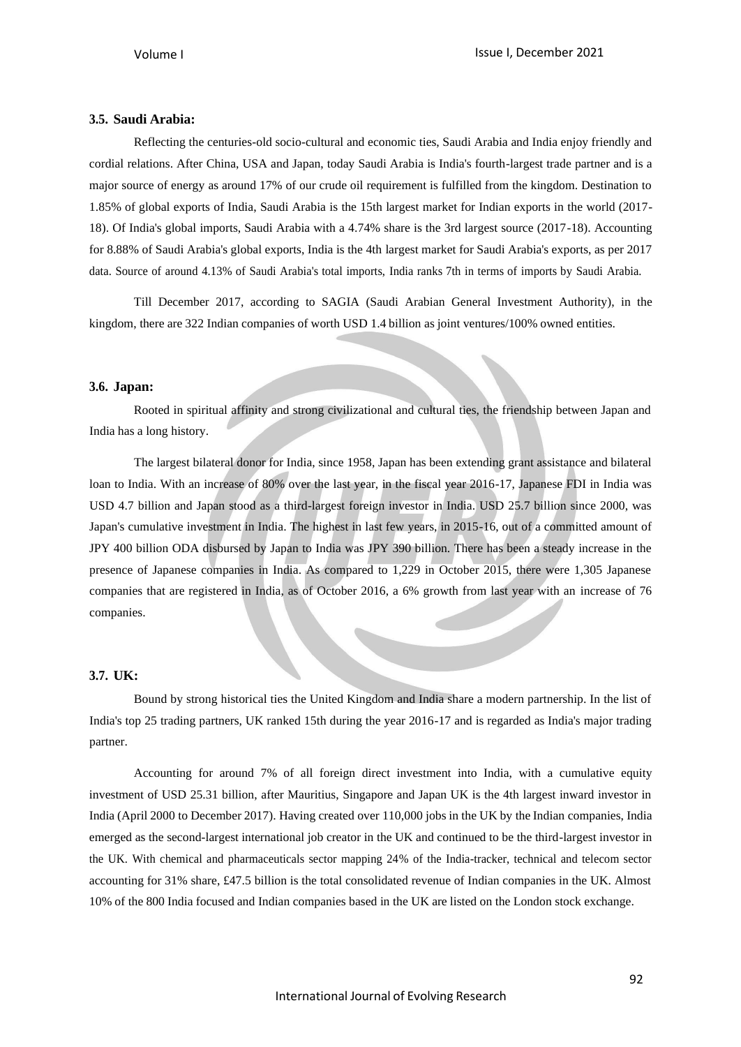### 3.5. Saudi Arabia:

Reflecting the centuries-old socio-cultural and economic ties, Saudi Arabia and India enjoy friendly and cordial relations. After China, USA and Japan, today Saudi Arabia is India's fourth-largest trade partner and is a major source of energy as around 17% of our crude oil requirement is fulfilled from the kingdom. Destination to 1.85% of global exports of India, Saudi Arabia is the 15th largest market for Indian exports in the world (2017-18). Of India's global imports, Saudi Arabia with a 4.74% share is the 3rd largest source (2017-18). Accounting for 8.88% of Saudi Arabia's global exports, India is the 4th largest market for Saudi Arabia's exports, as per 2017 data. Source of around 4.13% of Saudi Arabia's total imports, India ranks 7th in terms of imports by Saudi Arabia.

Till December 2017, according to SAGIA (Saudi Arabian General Investment Authority), in the kingdom, there are 322 Indian companies of worth USD 1.4 billion as joint ventures/100% owned entities.

### 3.6. Japan:

Rooted in spiritual affinity and strong civilizational and cultural ties, the friendship between Japan and India has a long history.

The largest bilateral donor for India, since 1958, Japan has been extending grant assistance and bilateral loan to India. With an increase of 80% over the last year, in the fiscal year 2016-17, Japanese FDI in India was USD 4.7 billion and Japan stood as a third-largest foreign investor in India. USD 25.7 billion since 2000, was Japan's cumulative investment in India. The highest in last few years, in 2015-16, out of a committed amount of JPY 400 billion ODA disbursed by Japan to India was JPY 390 billion. There has been a steady increase in the presence of Japanese companies in India. As compared to 1,229 in October 2015, there were 1,305 Japanese companies that are registered in India, as of October 2016, a 6% growth from last year with an increase of 76 companies.

### 3.7. UK:

Bound by strong historical ties the United Kingdom and India share a modern partnership. In the list of India's top 25 trading partners, UK ranked 15th during the year 2016-17 and is regarded as India's major trading partner.

Accounting for around 7% of all foreign direct investment into India, with a cumulative equity investment of USD 25.31 billion, after Mauritius, Singapore and Japan UK is the 4th largest inward investor in India (April 2000 to December 2017). Having created over 110,000 jobs in the UK by the Indian companies, India emerged as the second-largest international job creator in the UK and continued to be the third-largest investor in the UK. With chemical and pharmaceuticals sector mapping 24% of the India-tracker, technical and telecom sector accounting for 31% share, £47.5 billion is the total consolidated revenue of Indian companies in the UK. Almost 10% of the 800 India focused and Indian companies based in the UK are listed on the London stock exchange.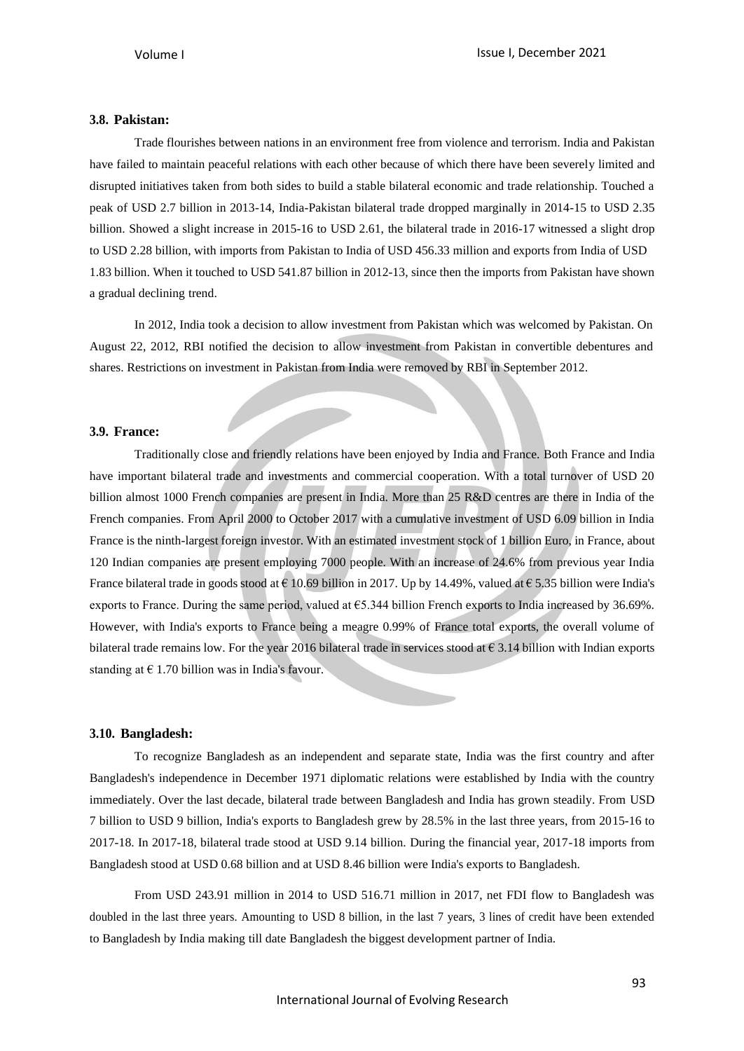### 3.8. Pakistan:

Trade flourishes between nations in an environment free from violence and terrorism. India and Pakistan have failed to maintain peaceful relations with each other because of which there have been severely limited and disrupted initiatives taken from both sides to build a stable bilateral economic and trade relationship. Touched a peak of USD 2.7 billion in 2013-14, India-Pakistan bilateral trade dropped marginally in 2014-15 to USD 2.35 billion. Showed a slight increase in 2015-16 to USD 2.61, the bilateral trade in 2016-17 witnessed a slight drop to USD 2.28 billion, with imports from Pakistan to India of USD 456.33 million and exports from India of USD 1.83 billion. When it touched to USD 541.87 billion in 2012-13, since then the imports from Pakistan have shown a gradual declining trend.

In 2012, India took a decision to allow investment from Pakistan which was welcomed by Pakistan. On August 22, 2012, RBI notified the decision to allow investment from Pakistan in convertible debentures and shares. Restrictions on investment in Pakistan from India were removed by RBI in September 2012.

### 3.9. France:

Traditionally close and friendly relations have been enjoyed by India and France. Both France and India have important bilateral trade and investments and commercial cooperation. With a total turnover of USD 20 billion almost 1000 French companies are present in India. More than 25 R&D centres are there in India of the French companies. From April 2000 to October 2017 with a cumulative investment of USD 6.09 billion in India France is the ninth-largest foreign investor. With an estimated investment stock of 1 billion Euro, in France, about 120 Indian companies are present employing 7000 people. With an increase of 24.6% from previous year India France bilateral trade in goods stood at € 10.69 billion in 2017. Up by 14.49%, valued at € 5.35 billion were India's exports to France. During the same period, valued at €5.344 billion French exports to India increased by 36.69%. However, with India's exports to France being a meagre 0.99% of France total exports, the overall volume of bilateral trade remains low. For the year 2016 bilateral trade in services stood at € 3.14 billion with Indian exports standing at € 1.70 billion was in India's favour.

### 3.10. Bangladesh:

To recognize Bangladesh as an independent and separate state, India was the first country and after Bangladesh's independence in December 1971 diplomatic relations were established by India with the country immediately. Over the last decade, bilateral trade between Bangladesh and India has grown steadily. From USD 7 billion to USD 9 billion, India's exports to Bangladesh grew by 28.5% in the last three years, from 2015-16 to 2017-18. In 2017-18, bilateral trade stood at USD 9.14 billion. During the financial year, 2017-18 imports from Bangladesh stood at USD 0.68 billion and at USD 8.46 billion were India's exports to Bangladesh.

From USD 243.91 million in 2014 to USD 516.71 million in 2017, net FDI flow to Bangladesh was doubled in the last three years. Amounting to USD 8 billion, in the last 7 years, 3 lines of credit have been extended to Bangladesh by India making till date Bangladesh the biggest development partner of India.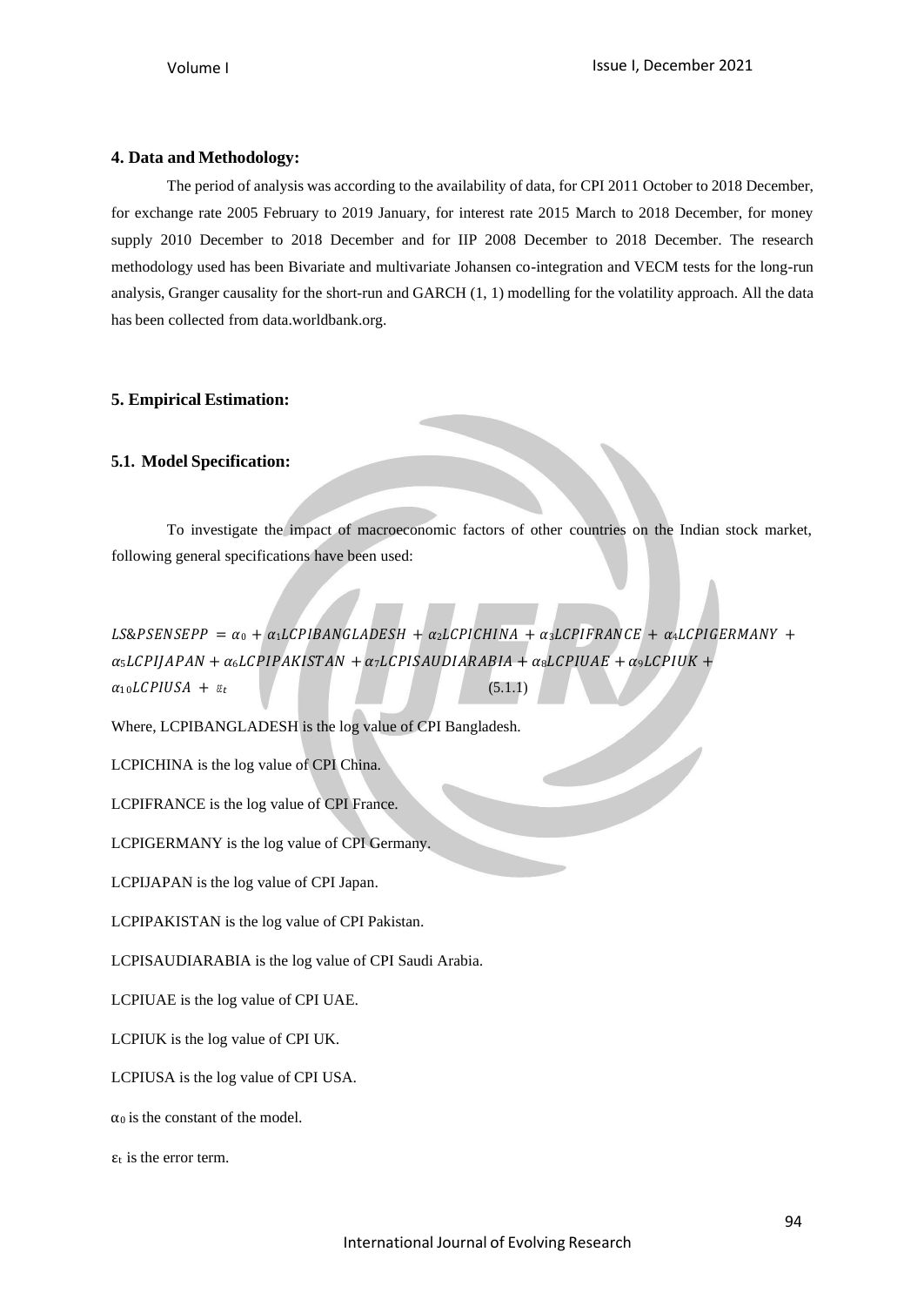## 4. Data and Methodology:

The period of analysis was according to the availability of data, for CPI 2011 October to 2018 December, for exchange rate 2005 February to 2019 January, for interest rate 2015 March to 2018 December, for money supply 2010 December to 2018 December and for IIP 2008 December to 2018 December. The research methodology used has been Bivariate and multivariate Johansen co-integration and VECM tests for the long-run analysis, Granger causality for the short-run and GARCH (1, 1) modelling for the volatility approach. All the data has been collected from data.worldbank.org.

## 5. Empirical Estimation:

### 5.1. Model Specification:

To investigate the impact of macroeconomic factors of other countries on the Indian stock market, following general specifications have been used:

$$LS\&PSENSEPP = \alpha_0 + \alpha_1 LCPIBANGLADESH + \alpha_2 LCPICHINA + \alpha_3 LCPIFRANCE + \alpha_4 LCPIGERMANY + \alpha_5 LCPIJAPAN + \alpha_6 LCPIPAKISTAN + \alpha_7 LCPISAUDIARABIA + \alpha_8 LCPIUAE + \alpha_9 LCPIUK + \alpha_{10} LCPIUSA + \varepsilon_t \quad (5.1.1)$$

Where, LCPIBANGLADESH is the log value of CPI Bangladesh.

LCPICHINA is the log value of CPI China.

LCPIFRANCE is the log value of CPI France.

LCPIGERMANY is the log value of CPI Germany.

LCPIJAPAN is the log value of CPI Japan.

LCPIPAKISTAN is the log value of CPI Pakistan.

LCPISAUDIARABIA is the log value of CPI Saudi Arabia.

LCPIUAE is the log value of CPI UAE.

LCPIUK is the log value of CPI UK.

LCPIUSA is the log value of CPI USA.

$\alpha_0$ is the constant of the model.

$\varepsilon_t$ is the error term.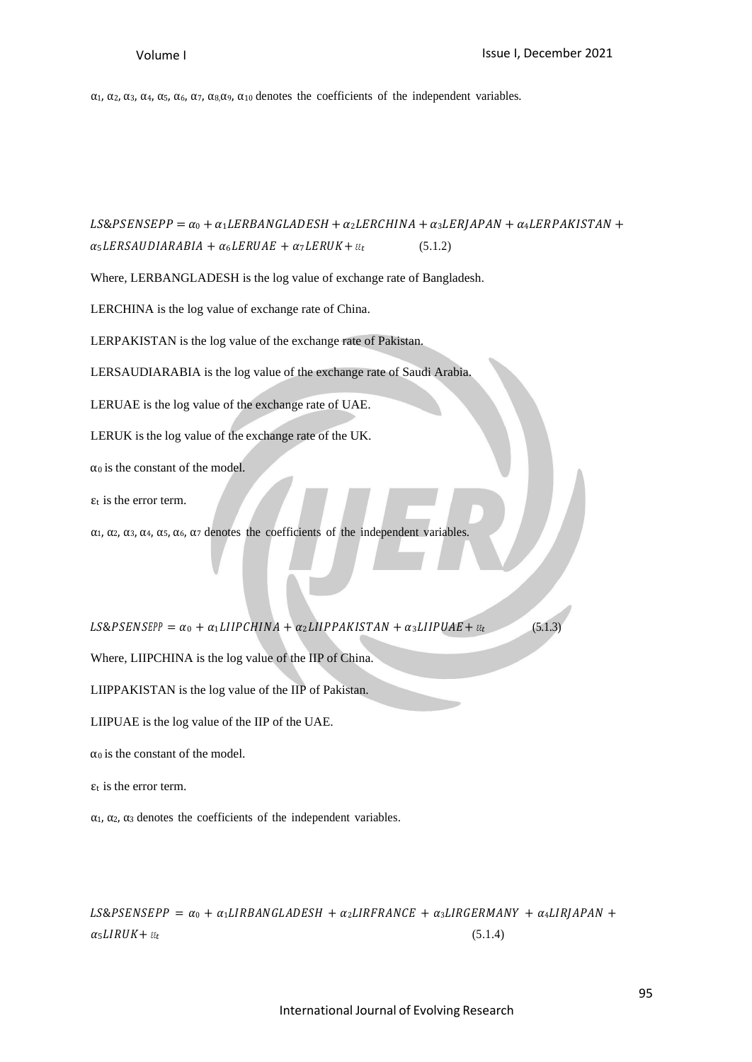$\alpha_1$, $\alpha_2$, $\alpha_3$, $\alpha_4$, $\alpha_5$, $\alpha_6$, $\alpha_7$, $\alpha_8$,$\alpha_9$, $\alpha_{10}$ denotes the coefficients of the independent variables.

$$LS\&PSENSEPP = \alpha_0 + \alpha_1 LERBANGLADESH + \alpha_2 LERCHINA + \alpha_3 LERJAPAN + \alpha_4 LERPAKISTAN + \alpha_5 LERSAUDIARABIA + \alpha_6 LERUAE + \alpha_7 LERUK + \varepsilon_t \quad (5.1.2)$$

Where, LERBANGLADESH is the log value of exchange rate of Bangladesh.

LERCHINA is the log value of exchange rate of China.

LERPAKISTAN is the log value of the exchange rate of Pakistan.

LERSAUDIARABIA is the log value of the exchange rate of Saudi Arabia.

LERUAE is the log value of the exchange rate of UAE.

LERUK is the log value of the exchange rate of the UK.

$\alpha_0$ is the constant of the model.

$\varepsilon_t$ is the error term.

$\alpha_1$, $\alpha_2$, $\alpha_3$, $\alpha_4$, $\alpha_5$, $\alpha_6$, $\alpha_7$ denotes the coefficients of the independent variables.

$$LS\&PSENSEPP = \alpha_0 + \alpha_1 LIIPCHINA + \alpha_2 LIIPPAKISTAN + \alpha_3 LIIPUAE + \varepsilon_t \quad (5.1.3)$$

Where, LIIPCHINA is the log value of the IIP of China.

LIIPPAKISTAN is the log value of the IIP of Pakistan.

LIIPUAE is the log value of the IIP of the UAE.

$\alpha_0$ is the constant of the model.

$\varepsilon_t$ is the error term.

$\alpha_1$, $\alpha_2$, $\alpha_3$ denotes the coefficients of the independent variables.

$$LS\&PSENSEPP = \alpha_0 + \alpha_1 LIRBANGLADESH + \alpha_2 LIRFRANCE + \alpha_3 LIRGERMANY + \alpha_4 LIRJAPAN + \alpha_5 LIRUK + \varepsilon_t \quad (5.1.4)$$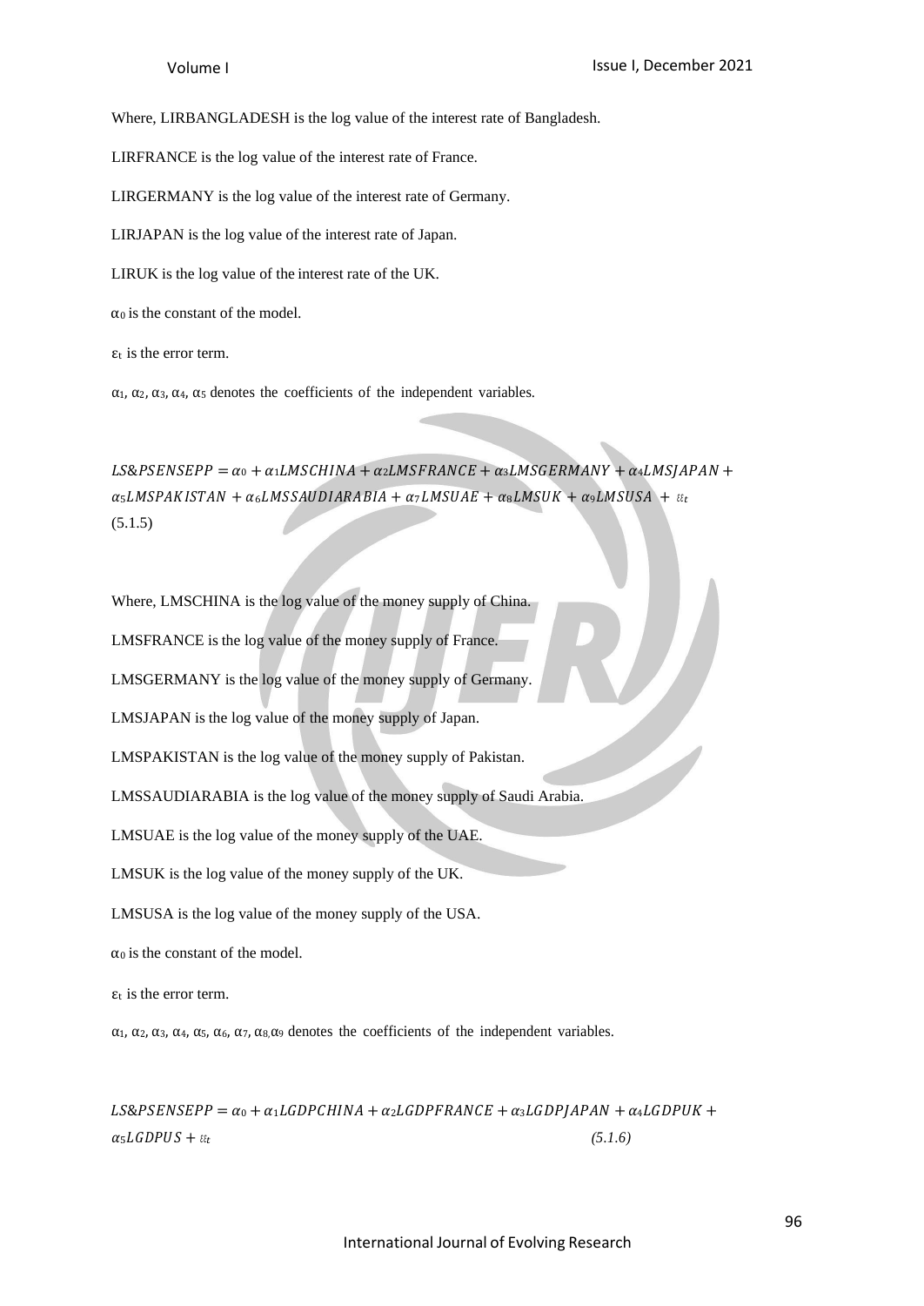Where, LIRBANGLADESH is the log value of the interest rate of Bangladesh.

LIRFRANCE is the log value of the interest rate of France.

LIRGERMANY is the log value of the interest rate of Germany.

LIRJAPAN is the log value of the interest rate of Japan.

LIRUK is the log value of the interest rate of the UK.

$\alpha_0$ is the constant of the model.

$\varepsilon_t$ is the error term.

$\alpha_1$, $\alpha_2$, $\alpha_3$, $\alpha_4$, $\alpha_5$ denotes the coefficients of the independent variables.

$$LS\&PSENSEPP = \alpha_0 + \alpha_1 LMSCHINA + \alpha_2 LMSFRANCE + \alpha_3 LMSGERMANY + \alpha_4 LMSJAPAN + \alpha_5 LMSPAKISTAN + \alpha_6 LMSSAUDIARABIA + \alpha_7 LMSUAE + \alpha_8 LMSUK + \alpha_9 LMSUSA + \varepsilon_t \quad (5.1.5)$$

Where, LMSCHINA is the log value of the money supply of China.

LMSFRANCE is the log value of the money supply of France.

LMSGERMANY is the log value of the money supply of Germany.

LMSJAPAN is the log value of the money supply of Japan.

LMSPAKISTAN is the log value of the money supply of Pakistan.

LMSSAUDIARABIA is the log value of the money supply of Saudi Arabia.

LMSUAE is the log value of the money supply of the UAE.

LMSUK is the log value of the money supply of the UK.

LMSUSA is the log value of the money supply of the USA.

$\alpha_0$ is the constant of the model.

$\varepsilon_t$ is the error term.

$\alpha_1$, $\alpha_2$, $\alpha_3$, $\alpha_4$, $\alpha_5$, $\alpha_6$, $\alpha_7$, $\alpha_8$, $\alpha_9$ denotes the coefficients of the independent variables.

$$LS\&PSENSEPP = \alpha_0 + \alpha_1 LGDPCHINA + \alpha_2 LGDPFRANCE + \alpha_3 LGDPJAPAN + \alpha_4 LGDPUK + \alpha_5 LGDPUS + \varepsilon_t \quad (5.1.6)$$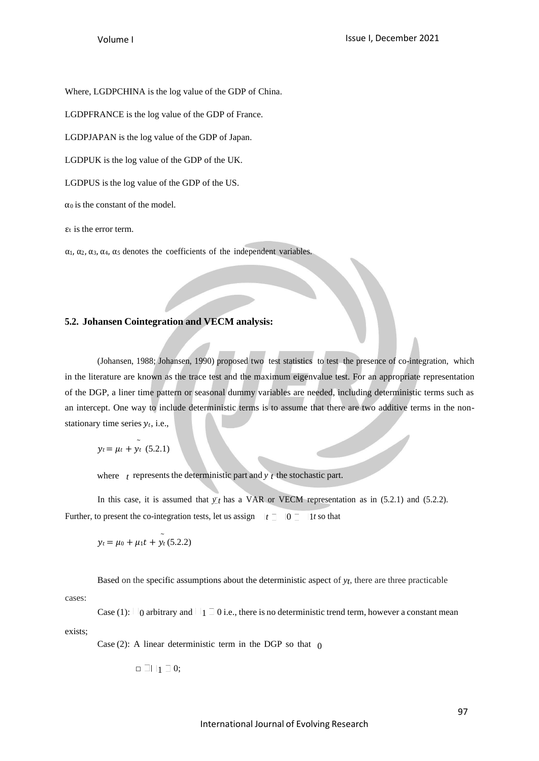Where, LGDPCHINA is the log value of the GDP of China.

LGDPFRANCE is the log value of the GDP of France.

LGDPJAPAN is the log value of the GDP of Japan.

LGDPUK is the log value of the GDP of the UK.

LGDPUS is the log value of the GDP of the US.

$\alpha_0$ is the constant of the model.

$\varepsilon_t$ is the error term.

$\alpha_1$, $\alpha_2$, $\alpha_3$, $\alpha_4$, $\alpha_5$ denotes the coefficients of the independent variables.

### 5.2. Johansen Cointegration and VECM analysis:

(Johansen, 1988; Johansen, 1990) proposed two test statistics to test the presence of co-integration, which in the literature are known as the trace test and the maximum eigenvalue test. For an appropriate representation of the DGP, a liner time pattern or seasonal dummy variables are needed, including deterministic terms such as an intercept. One way to include deterministic terms is to assume that there are two additive terms in the non-stationary time series $y_t$, i.e.,

$$y_t = \mu_t + \tilde{y}_t \quad (5.2.1)$$

where $\mu_t$ represents the deterministic part and $\tilde{y}_t$ the stochastic part.

In this case, it is assumed that $\tilde{y}_t$ has a VAR or VECM representation as in (5.2.1) and (5.2.2). Further, to present the co-integration tests, let us assign $\mu_t = \mu_0 + \mu_1 t$ so that

$$y_t = \mu_0 + \mu_1 t + \tilde{y}_t \quad (5.2.2)$$

Based on the specific assumptions about the deterministic aspect of $y_t$, there are three practicable cases:

Case (1): $\mu_0$ arbitrary and $\mu_1 = 0$ i.e., there is no deterministic trend term, however a constant mean exists;

Case (2): A linear deterministic term in the DGP so that $\mu_0$

$\square \; \square \mu_1 \square 0;$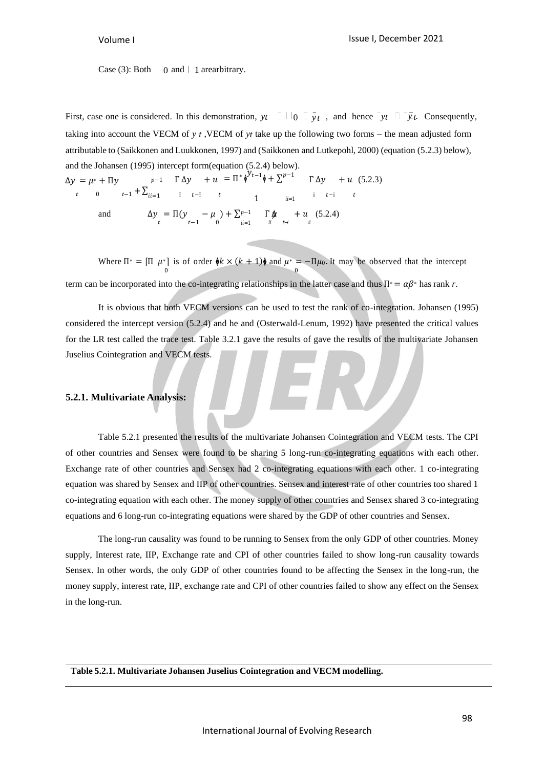Case (3): Both $\mu_0$ and $\mu_1$ arearbitrary.

First, case one is considered. In this demonstration, $y_t = \mu_0 + \bar{y}_t$, and hence $\Delta y_t = \Delta \bar{y}_t$. Consequently, taking into account the VECM of $y_t$, VECM of $y_t$ take up the following two forms – the mean adjusted form attributable to (Saikkonen and Luukkonen, 1997) and (Saikkonen and Lutkepohl, 2000) (equation (5.2.3) below), and the Johansen (1995) intercept form(equation (5.2.4) below).

$$\Delta y_t = \mu_0^* + \Pi y_{t-1} + \sum_{i=1}^{p-1} \Gamma_i \Delta y_{t-i} + u_t = \Pi^* \begin{pmatrix} y_{t-1} \\ 1 \end{pmatrix} + \sum_{i=1}^{p-1} \Gamma_i \Delta y_{t-i} + u_t \quad (5.2.3)$$

and

$$\Delta y_t = \Pi(y_{t-1} - \mu_0) + \sum_{i=1}^{p-1} \Gamma_i \Delta \bar{y}_{t-i} + u_i \quad (5.2.4)$$

Where $\Pi^* = [\Pi \;\; \mu_0^*]$ is of order $(k \times (k+1))$ and $\mu_0^* = -\Pi\mu_0$. It may be observed that the intercept term can be incorporated into the co-integrating relationships in the latter case and thus $\Pi^* = \alpha\beta^*$ has rank $r$.

It is obvious that both VECM versions can be used to test the rank of co-integration. Johansen (1995) considered the intercept version (5.2.4) and he and (Osterwald-Lenum, 1992) have presented the critical values for the LR test called the trace test. Table 3.2.1 gave the results of gave the results of the multivariate Johansen Juselius Cointegration and VECM tests.

### 5.2.1. Multivariate Analysis:

Table 5.2.1 presented the results of the multivariate Johansen Cointegration and VECM tests. The CPI of other countries and Sensex were found to be sharing 5 long-run co-integrating equations with each other. Exchange rate of other countries and Sensex had 2 co-integrating equations with each other. 1 co-integrating equation was shared by Sensex and IIP of other countries. Sensex and interest rate of other countries too shared 1 co-integrating equation with each other. The money supply of other countries and Sensex shared 3 co-integrating equations and 6 long-run co-integrating equations were shared by the GDP of other countries and Sensex.

The long-run causality was found to be running to Sensex from the only GDP of other countries. Money supply, Interest rate, IIP, Exchange rate and CPI of other countries failed to show long-run causality towards Sensex. In other words, the only GDP of other countries found to be affecting the Sensex in the long-run, the money supply, interest rate, IIP, exchange rate and CPI of other countries failed to show any effect on the Sensex in the long-run.

**Table 5.2.1. Multivariate Johansen Juselius Cointegration and VECM modelling.**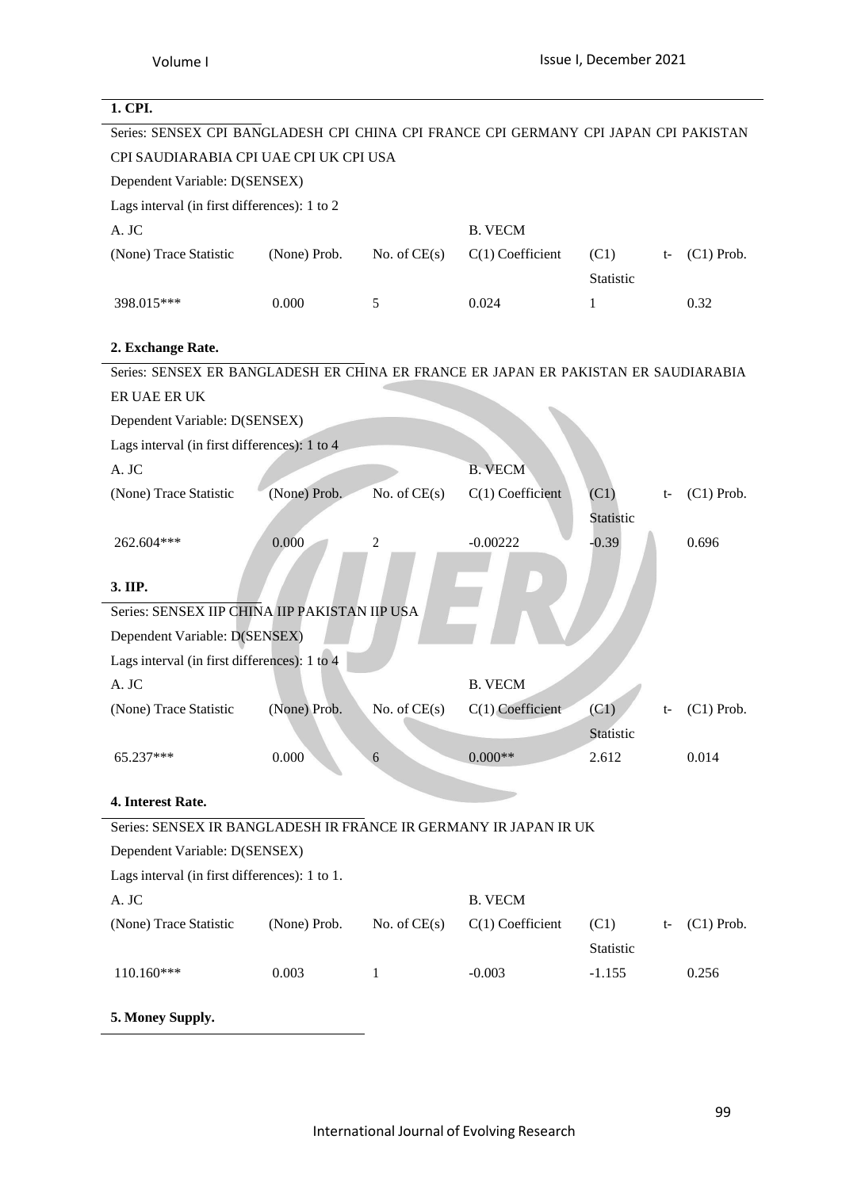**1. CPI.**

Series: SENSEX CPI BANGLADESH CPI CHINA CPI FRANCE CPI GERMANY CPI JAPAN CPI PAKISTAN CPI SAUDIARABIA CPI UAE CPI UK CPI USA

Dependent Variable: D(SENSEX)

Lags interval (in first differences): 1 to 2

| A. JC | | | B. VECM | | |
|---|---|---|---|---|---|
| (None) Trace Statistic | (None) Prob. | No. of CE(s) | C(1) Coefficient | (C1) t-Statistic | (C1) Prob. |
| 398.015*** | 0.000 | 5 | 0.024 | 1 | 0.32 |

**2. Exchange Rate.**

Series: SENSEX ER BANGLADESH ER CHINA ER FRANCE ER JAPAN ER PAKISTAN ER SAUDIARABIA ER UAE ER UK

Dependent Variable: D(SENSEX)

Lags interval (in first differences): 1 to 4

| A. JC | | | B. VECM | | |
|---|---|---|---|---|---|
| (None) Trace Statistic | (None) Prob. | No. of CE(s) | C(1) Coefficient | (C1) t-Statistic | (C1) Prob. |
| 262.604*** | 0.000 | 2 | -0.00222 | -0.39 | 0.696 |

**3. IIP.**

Series: SENSEX IIP CHINA IIP PAKISTAN IIP USA

Dependent Variable: D(SENSEX)

Lags interval (in first differences): 1 to 4

| A. JC | | | B. VECM | | |
|---|---|---|---|---|---|
| (None) Trace Statistic | (None) Prob. | No. of CE(s) | C(1) Coefficient | (C1) t-Statistic | (C1) Prob. |
| 65.237*** | 0.000 | 6 | 0.000** | 2.612 | 0.014 |

**4. Interest Rate.**

Series: SENSEX IR BANGLADESH IR FRANCE IR GERMANY IR JAPAN IR UK

Dependent Variable: D(SENSEX)

Lags interval (in first differences): 1 to 1.

| A. JC | | | B. VECM | | |
|---|---|---|---|---|---|
| (None) Trace Statistic | (None) Prob. | No. of CE(s) | C(1) Coefficient | (C1) t-Statistic | (C1) Prob. |
| 110.160*** | 0.003 | 1 | -0.003 | -1.155 | 0.256 |

**5. Money Supply.**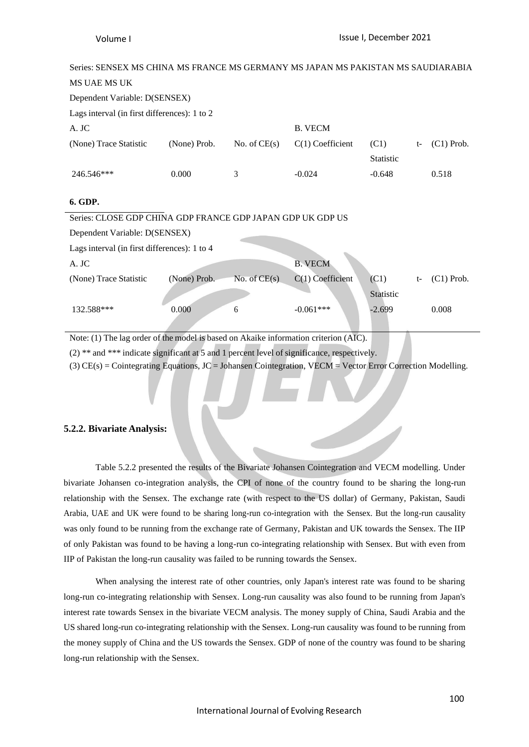Series: SENSEX MS CHINA MS FRANCE MS GERMANY MS JAPAN MS PAKISTAN MS SAUDIARABIA MS UAE MS UK

Dependent Variable: D(SENSEX)

Lags interval (in first differences): 1 to 2

| A. JC | | | B. VECM | | |
|---|---|---|---|---|---|
| (None) Trace Statistic | (None) Prob. | No. of CE(s) | C(1) Coefficient | (C1) t-Statistic | (C1) Prob. |
| 246.546*** | 0.000 | 3 | -0.024 | -0.648 | 0.518 |

**6. GDP.**

Series: CLOSE GDP CHINA GDP FRANCE GDP JAPAN GDP UK GDP US

Dependent Variable: D(SENSEX)

Lags interval (in first differences): 1 to 4

| A. JC | | | B. VECM | | |
|---|---|---|---|---|---|
| (None) Trace Statistic | (None) Prob. | No. of CE(s) | C(1) Coefficient | (C1) t-Statistic | (C1) Prob. |
| 132.588*** | 0.000 | 6 | -0.061*** | -2.699 | 0.008 |

Note: (1) The lag order of the model is based on Akaike information criterion (AIC).

(2) ** and *** indicate significant at 5 and 1 percent level of significance, respectively.

(3) CE(s) = Cointegrating Equations, JC = Johansen Cointegration, VECM = Vector Error Correction Modelling.

### 5.2.2. Bivariate Analysis:

Table 5.2.2 presented the results of the Bivariate Johansen Cointegration and VECM modelling. Under bivariate Johansen co-integration analysis, the CPI of none of the country found to be sharing the long-run relationship with the Sensex. The exchange rate (with respect to the US dollar) of Germany, Pakistan, Saudi Arabia, UAE and UK were found to be sharing long-run co-integration with the Sensex. But the long-run causality was only found to be running from the exchange rate of Germany, Pakistan and UK towards the Sensex. The IIP of only Pakistan was found to be having a long-run co-integrating relationship with Sensex. But with even from IIP of Pakistan the long-run causality was failed to be running towards the Sensex.

When analysing the interest rate of other countries, only Japan's interest rate was found to be sharing long-run co-integrating relationship with Sensex. Long-run causality was also found to be running from Japan's interest rate towards Sensex in the bivariate VECM analysis. The money supply of China, Saudi Arabia and the US shared long-run co-integrating relationship with the Sensex. Long-run causality was found to be running from the money supply of China and the US towards the Sensex. GDP of none of the country was found to be sharing long-run relationship with the Sensex.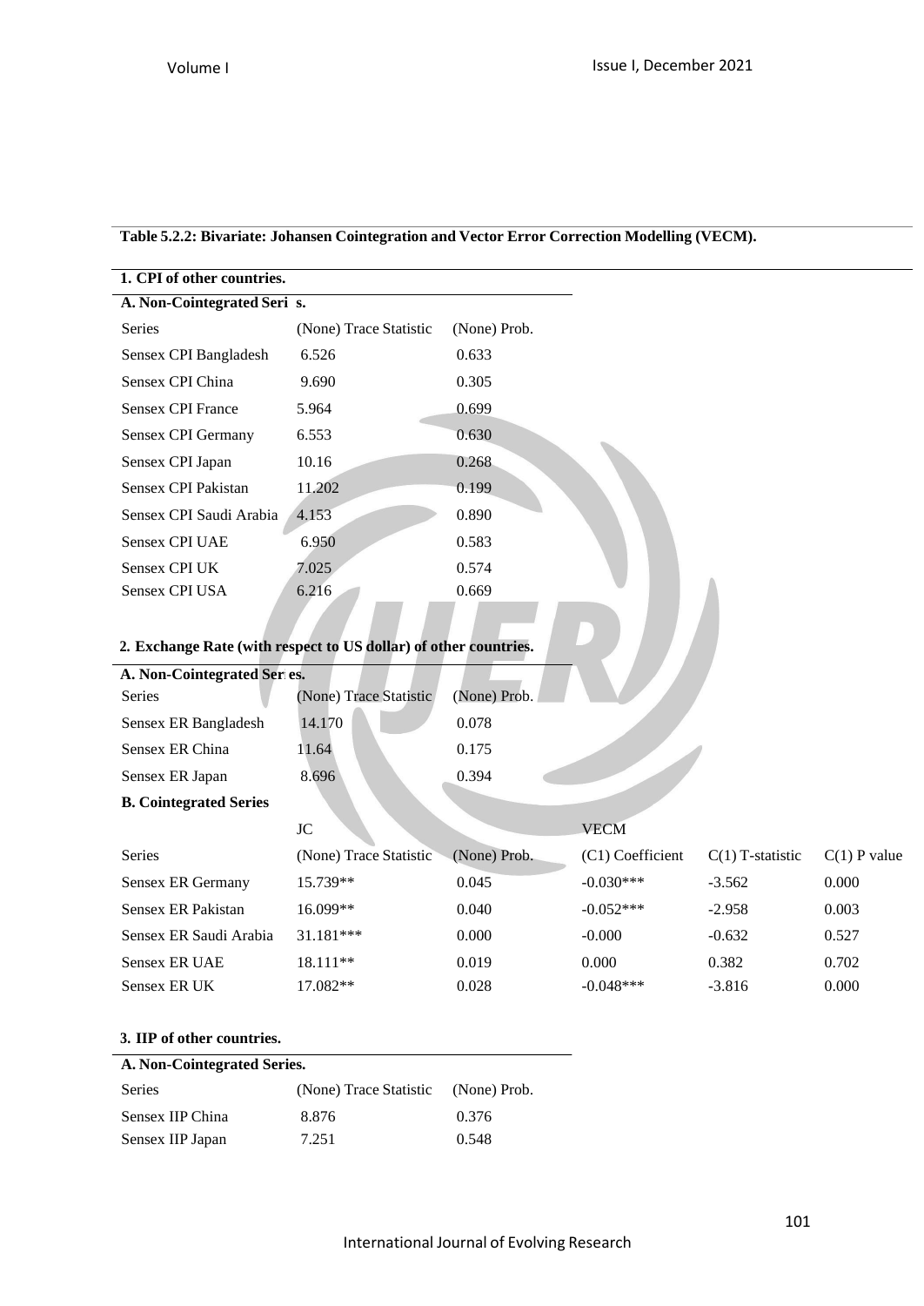**Table 5.2.2: Bivariate: Johansen Cointegration and Vector Error Correction Modelling (VECM).**

**1. CPI of other countries.**

**A. Non-Cointegrated Series.**

| Series | (None) Trace Statistic | (None) Prob. |
|---|---|---|
| Sensex CPI Bangladesh | 6.526 | 0.633 |
| Sensex CPI China | 9.690 | 0.305 |
| Sensex CPI France | 5.964 | 0.699 |
| Sensex CPI Germany | 6.553 | 0.630 |
| Sensex CPI Japan | 10.16 | 0.268 |
| Sensex CPI Pakistan | 11.202 | 0.199 |
| Sensex CPI Saudi Arabia | 4.153 | 0.890 |
| Sensex CPI UAE | 6.950 | 0.583 |
| Sensex CPI UK | 7.025 | 0.574 |
| Sensex CPI USA | 6.216 | 0.669 |

**2. Exchange Rate (with respect to US dollar) of other countries.**

**A. Non-Cointegrated Series.**

| Series | (None) Trace Statistic | (None) Prob. |
|---|---|---|
| Sensex ER Bangladesh | 14.170 | 0.078 |
| Sensex ER China | 11.64 | 0.175 |
| Sensex ER Japan | 8.696 | 0.394 |

**B. Cointegrated Series**

| | JC | | VECM | | |
|---|---|---|---|---|---|
| Series | (None) Trace Statistic | (None) Prob. | (C1) Coefficient | C(1) T-statistic | C(1) P value |
| Sensex ER Germany | 15.739** | 0.045 | -0.030*** | -3.562 | 0.000 |
| Sensex ER Pakistan | 16.099** | 0.040 | -0.052*** | -2.958 | 0.003 |
| Sensex ER Saudi Arabia | 31.181*** | 0.000 | -0.000 | -0.632 | 0.527 |
| Sensex ER UAE | 18.111** | 0.019 | 0.000 | 0.382 | 0.702 |
| Sensex ER UK | 17.082** | 0.028 | -0.048*** | -3.816 | 0.000 |

**3. IIP of other countries.**

**A. Non-Cointegrated Series.**

| Series | (None) Trace Statistic | (None) Prob. |
|---|---|---|
| Sensex IIP China | 8.876 | 0.376 |
| Sensex IIP Japan | 7.251 | 0.548 |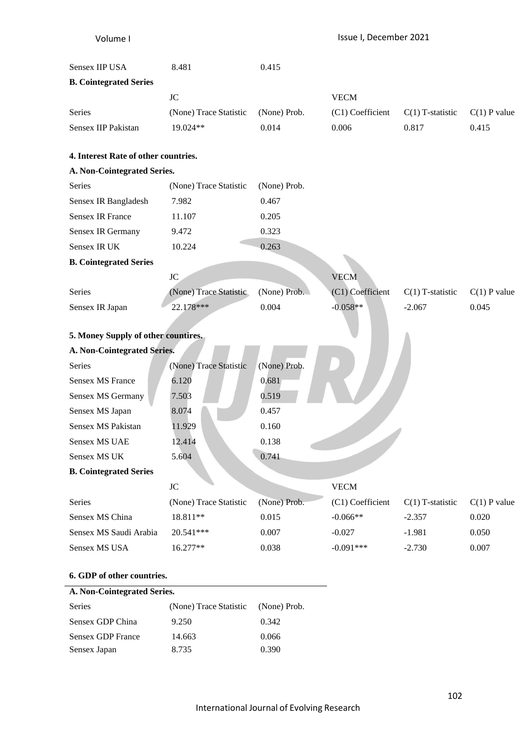| | | |
|---|---|---|
| Sensex IIP USA | 8.481 | 0.415 |

**B. Cointegrated Series**

| | JC | | VECM | | |
|---|---|---|---|---|---|
| Series | (None) Trace Statistic | (None) Prob. | (C1) Coefficient | C(1) T-statistic | C(1) P value |
| Sensex IIP Pakistan | 19.024** | 0.014 | 0.006 | 0.817 | 0.415 |

**4. Interest Rate of other countries.**

**A. Non-Cointegrated Series.**

| Series | (None) Trace Statistic | (None) Prob. |
|---|---|---|
| Sensex IR Bangladesh | 7.982 | 0.467 |
| Sensex IR France | 11.107 | 0.205 |
| Sensex IR Germany | 9.472 | 0.323 |
| Sensex IR UK | 10.224 | 0.263 |

**B. Cointegrated Series**

| | JC | | VECM | | |
|---|---|---|---|---|---|
| Series | (None) Trace Statistic | (None) Prob. | (C1) Coefficient | C(1) T-statistic | C(1) P value |
| Sensex IR Japan | 22.178*** | 0.004 | -0.058** | -2.067 | 0.045 |

**5. Money Supply of other countires.**

**A. Non-Cointegrated Series.**

| Series | (None) Trace Statistic | (None) Prob. |
|---|---|---|
| Sensex MS France | 6.120 | 0.681 |
| Sensex MS Germany | 7.503 | 0.519 |
| Sensex MS Japan | 8.074 | 0.457 |
| Sensex MS Pakistan | 11.929 | 0.160 |
| Sensex MS UAE | 12.414 | 0.138 |
| Sensex MS UK | 5.604 | 0.741 |

**B. Cointegrated Series**

| | JC | | VECM | | |
|---|---|---|---|---|---|
| Series | (None) Trace Statistic | (None) Prob. | (C1) Coefficient | C(1) T-statistic | C(1) P value |
| Sensex MS China | 18.811** | 0.015 | -0.066** | -2.357 | 0.020 |
| Sensex MS Saudi Arabia | 20.541*** | 0.007 | -0.027 | -1.981 | 0.050 |
| Sensex MS USA | 16.277** | 0.038 | -0.091*** | -2.730 | 0.007 |

**6. GDP of other countries.**

**A. Non-Cointegrated Series.**

| Series | (None) Trace Statistic | (None) Prob. |
|---|---|---|
| Sensex GDP China | 9.250 | 0.342 |
| Sensex GDP France | 14.663 | 0.066 |
| Sensex Japan | 8.735 | 0.390 |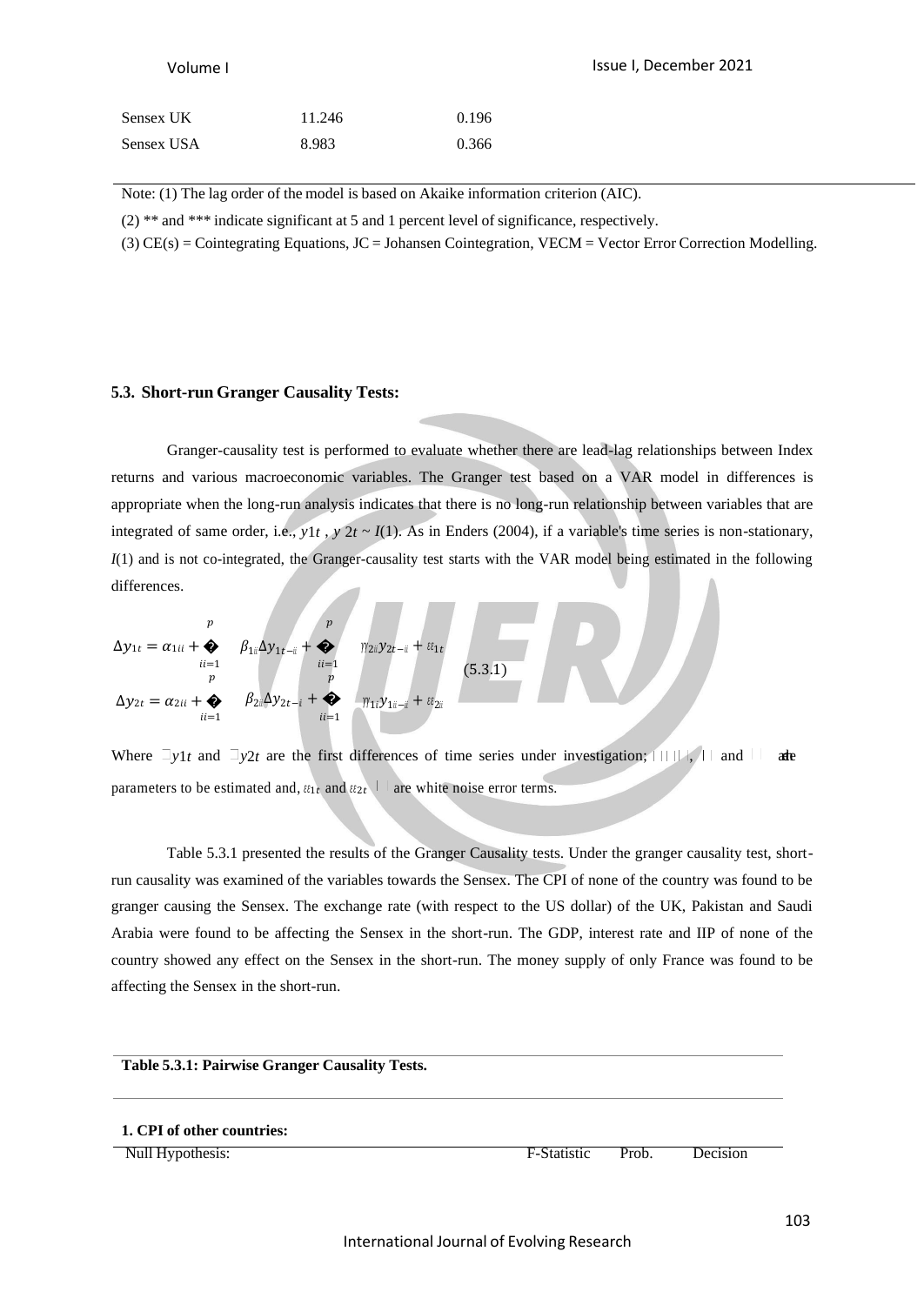| Sensex UK | 11.246 | 0.196 |
|---|---|---|
| Sensex USA | 8.983 | 0.366 |

Note: (1) The lag order of the model is based on Akaike information criterion (AIC).

(2) ** and *** indicate significant at 5 and 1 percent level of significance, respectively.

(3) CE(s) = Cointegrating Equations, JC = Johansen Cointegration, VECM = Vector Error Correction Modelling.

### 5.3. Short-run Granger Causality Tests:

Granger-causality test is performed to evaluate whether there are lead-lag relationships between Index returns and various macroeconomic variables. The Granger test based on a VAR model in differences is appropriate when the long-run analysis indicates that there is no long-run relationship between variables that are integrated of same order, i.e., $y_{1t}$ , $y_{2t} \sim I(1)$. As in Enders (2004), if a variable's time series is non-stationary, $I(1)$ and is not co-integrated, the Granger-causality test starts with the VAR model being estimated in the following differences.

$$\Delta y_{1t} = \alpha_{1i} + \sum_{i=1}^{p} \beta_{1i} \Delta y_{1t-i} + \sum_{i=1}^{p} \gamma_{2i} y_{2t-i} + \varepsilon_{1t}$$
$$\Delta y_{2t} = \alpha_{2i} + \sum_{i=1}^{p} \beta_{2i} \Delta y_{2t-i} + \sum_{i=1}^{p} \gamma_{1i} y_{1t-i} + \varepsilon_{2i} \qquad (5.3.1)$$

Where $\Delta y_{1t}$ and $\Delta y_{2t}$ are the first differences of time series under investigation; $\alpha_{1i}, \alpha_{2i}$, $\beta$ and $\gamma$ are parameters to be estimated and, $\varepsilon_{1t}$ and $\varepsilon_{2t}$ are white noise error terms.

Table 5.3.1 presented the results of the Granger Causality tests. Under the granger causality test, short-run causality was examined of the variables towards the Sensex. The CPI of none of the country was found to be granger causing the Sensex. The exchange rate (with respect to the US dollar) of the UK, Pakistan and Saudi Arabia were found to be affecting the Sensex in the short-run. The GDP, interest rate and IIP of none of the country showed any effect on the Sensex in the short-run. The money supply of only France was found to be affecting the Sensex in the short-run.

**Table 5.3.1: Pairwise Granger Causality Tests.**

**1. CPI of other countries:**

| Null Hypothesis: | F-Statistic | Prob. | Decision |
|---|---|---|---|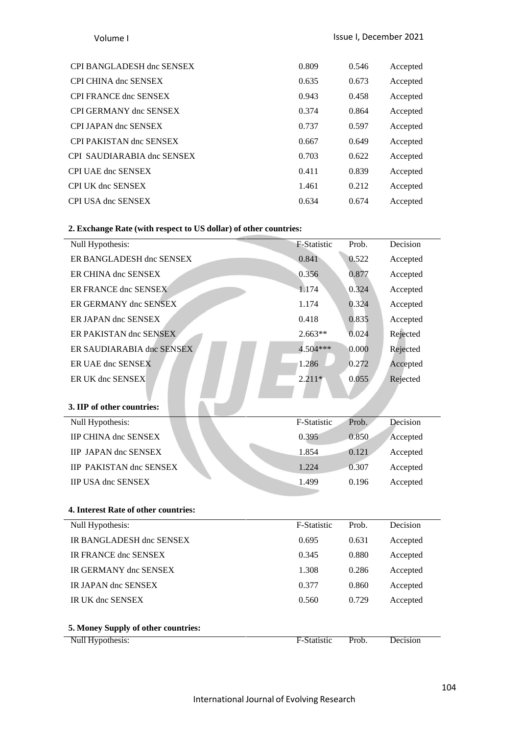| | | | |
|---|---|---|---|
| CPI BANGLADESH dnc SENSEX | 0.809 | 0.546 | Accepted |
| CPI CHINA dnc SENSEX | 0.635 | 0.673 | Accepted |
| CPI FRANCE dnc SENSEX | 0.943 | 0.458 | Accepted |
| CPI GERMANY dnc SENSEX | 0.374 | 0.864 | Accepted |
| CPI JAPAN dnc SENSEX | 0.737 | 0.597 | Accepted |
| CPI PAKISTAN dnc SENSEX | 0.667 | 0.649 | Accepted |
| CPI SAUDIARABIA dnc SENSEX | 0.703 | 0.622 | Accepted |
| CPI UAE dnc SENSEX | 0.411 | 0.839 | Accepted |
| CPI UK dnc SENSEX | 1.461 | 0.212 | Accepted |
| CPI USA dnc SENSEX | 0.634 | 0.674 | Accepted |

**2. Exchange Rate (with respect to US dollar) of other countries:**

| Null Hypothesis: | F-Statistic | Prob. | Decision |
|---|---|---|---|
| ER BANGLADESH dnc SENSEX | 0.841 | 0.522 | Accepted |
| ER CHINA dnc SENSEX | 0.356 | 0.877 | Accepted |
| ER FRANCE dnc SENSEX | 1.174 | 0.324 | Accepted |
| ER GERMANY dnc SENSEX | 1.174 | 0.324 | Accepted |
| ER JAPAN dnc SENSEX | 0.418 | 0.835 | Accepted |
| ER PAKISTAN dnc SENSEX | 2.663** | 0.024 | Rejected |
| ER SAUDIARABIA dnc SENSEX | 4.504*** | 0.000 | Rejected |
| ER UAE dnc SENSEX | 1.286 | 0.272 | Accepted |
| ER UK dnc SENSEX | 2.211* | 0.055 | Rejected |

**3. IIP of other countries:**

| Null Hypothesis: | F-Statistic | Prob. | Decision |
|---|---|---|---|
| IIP CHINA dnc SENSEX | 0.395 | 0.850 | Accepted |
| IIP JAPAN dnc SENSEX | 1.854 | 0.121 | Accepted |
| IIP PAKISTAN dnc SENSEX | 1.224 | 0.307 | Accepted |
| IIP USA dnc SENSEX | 1.499 | 0.196 | Accepted |

**4. Interest Rate of other countries:**

| Null Hypothesis: | F-Statistic | Prob. | Decision |
|---|---|---|---|
| IR BANGLADESH dnc SENSEX | 0.695 | 0.631 | Accepted |
| IR FRANCE dnc SENSEX | 0.345 | 0.880 | Accepted |
| IR GERMANY dnc SENSEX | 1.308 | 0.286 | Accepted |
| IR JAPAN dnc SENSEX | 0.377 | 0.860 | Accepted |
| IR UK dnc SENSEX | 0.560 | 0.729 | Accepted |

**5. Money Supply of other countries:**

| Null Hypothesis: | F-Statistic | Prob. | Decision |
|---|---|---|---|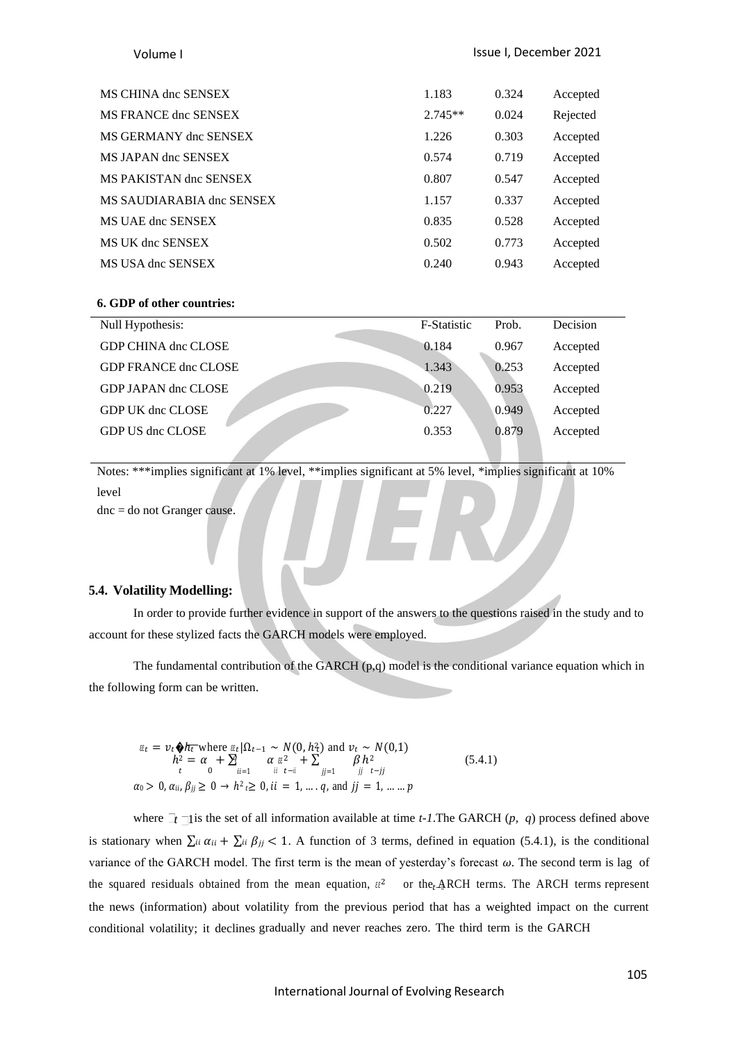| MS CHINA dnc SENSEX | 1.183 | 0.324 | Accepted |
|---|---|---|---|
| MS FRANCE dnc SENSEX | 2.745** | 0.024 | Rejected |
| MS GERMANY dnc SENSEX | 1.226 | 0.303 | Accepted |
| MS JAPAN dnc SENSEX | 0.574 | 0.719 | Accepted |
| MS PAKISTAN dnc SENSEX | 0.807 | 0.547 | Accepted |
| MS SAUDIARABIA dnc SENSEX | 1.157 | 0.337 | Accepted |
| MS UAE dnc SENSEX | 0.835 | 0.528 | Accepted |
| MS UK dnc SENSEX | 0.502 | 0.773 | Accepted |
| MS USA dnc SENSEX | 0.240 | 0.943 | Accepted |

**6. GDP of other countries:**

| Null Hypothesis: | F-Statistic | Prob. | Decision |
|---|---|---|---|
| GDP CHINA dnc CLOSE | 0.184 | 0.967 | Accepted |
| GDP FRANCE dnc CLOSE | 1.343 | 0.253 | Accepted |
| GDP JAPAN dnc CLOSE | 0.219 | 0.953 | Accepted |
| GDP UK dnc CLOSE | 0.227 | 0.949 | Accepted |
| GDP US dnc CLOSE | 0.353 | 0.879 | Accepted |

Notes: ***implies significant at 1% level, **implies significant at 5% level, *implies significant at 10% level

dnc = do not Granger cause.

### 5.4. Volatility Modelling:

In order to provide further evidence in support of the answers to the questions raised in the study and to account for these stylized facts the GARCH models were employed.

The fundamental contribution of the GARCH (p,q) model is the conditional variance equation which in the following form can be written.

$$\varepsilon_t = v_t \sqrt{h_t} \text{ where } \varepsilon_t|\Omega_{t-1} \sim N(0, h_t^2) \text{ and } v_t \sim N(0,1)$$
$$h_t^2 = \alpha_0 + \sum_{ii=1} \alpha_{ii} \varepsilon_{t-ii}^2 + \sum_{jj=1} \beta_{jj} h_{t-jj}^2 \quad (5.4.1)$$
$$\alpha_0 > 0, \alpha_{ii}, \beta_{jj} \geq 0 \rightarrow h_t^2 \geq 0, ii = 1, \ldots .q, \text{ and } jj = 1, \ldots \ldots p$$

where $\Omega_{t-1}$ is the set of all information available at time *t-1*.The GARCH (*p*, *q*) process defined above is stationary when $\sum_{ii} \alpha_{ii} + \sum_{ii} \beta_{jj} < 1$. A function of 3 terms, defined in equation (5.4.1), is the conditional variance of the GARCH model. The first term is the mean of yesterday's forecast $\omega$. The second term is lag of the squared residuals obtained from the mean equation, $\varepsilon_{t-1}^2$ or the ARCH terms. The ARCH terms represent the news (information) about volatility from the previous period that has a weighted impact on the current conditional volatility; it declines gradually and never reaches zero. The third term is the GARCH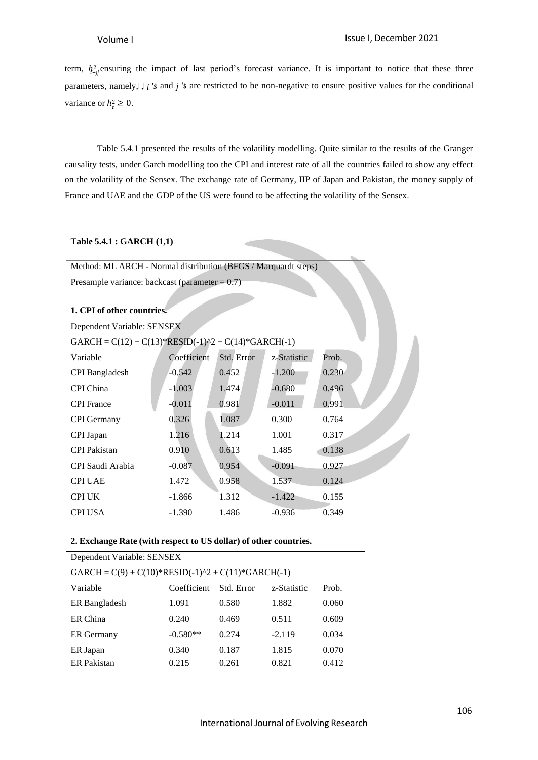term, $h^2_{t-jj}$ ensuring the impact of last period's forecast variance. It is important to notice that these three parameters, namely, , $i$ 's and $j$ 's are restricted to be non-negative to ensure positive values for the conditional variance or $h_t^2 \geq 0$.

Table 5.4.1 presented the results of the volatility modelling. Quite similar to the results of the Granger causality tests, under Garch modelling too the CPI and interest rate of all the countries failed to show any effect on the volatility of the Sensex. The exchange rate of Germany, IIP of Japan and Pakistan, the money supply of France and UAE and the GDP of the US were found to be affecting the volatility of the Sensex.

**Table 5.4.1 : GARCH (1,1)**

Method: ML ARCH - Normal distribution (BFGS / Marquardt steps)

Presample variance: backcast (parameter = 0.7)

**1. CPI of other countries.**

Dependent Variable: SENSEX

GARCH = C(12) + C(13)*RESID(-1)^2 + C(14)*GARCH(-1)

| Variable | Coefficient | Std. Error | z-Statistic | Prob. |
|---|---|---|---|---|
| CPI Bangladesh | -0.542 | 0.452 | -1.200 | 0.230 |
| CPI China | -1.003 | 1.474 | -0.680 | 0.496 |
| CPI France | -0.011 | 0.981 | -0.011 | 0.991 |
| CPI Germany | 0.326 | 1.087 | 0.300 | 0.764 |
| CPI Japan | 1.216 | 1.214 | 1.001 | 0.317 |
| CPI Pakistan | 0.910 | 0.613 | 1.485 | 0.138 |
| CPI Saudi Arabia | -0.087 | 0.954 | -0.091 | 0.927 |
| CPI UAE | 1.472 | 0.958 | 1.537 | 0.124 |
| CPI UK | -1.866 | 1.312 | -1.422 | 0.155 |
| CPI USA | -1.390 | 1.486 | -0.936 | 0.349 |

**2. Exchange Rate (with respect to US dollar) of other countries.**

Dependent Variable: SENSEX

GARCH = C(9) + C(10)*RESID(-1)^2 + C(11)*GARCH(-1)

| Variable | Coefficient | Std. Error | z-Statistic | Prob. |
|---|---|---|---|---|
| ER Bangladesh | 1.091 | 0.580 | 1.882 | 0.060 |
| ER China | 0.240 | 0.469 | 0.511 | 0.609 |
| ER Germany | -0.580** | 0.274 | -2.119 | 0.034 |
| ER Japan | 0.340 | 0.187 | 1.815 | 0.070 |
| ER Pakistan | 0.215 | 0.261 | 0.821 | 0.412 |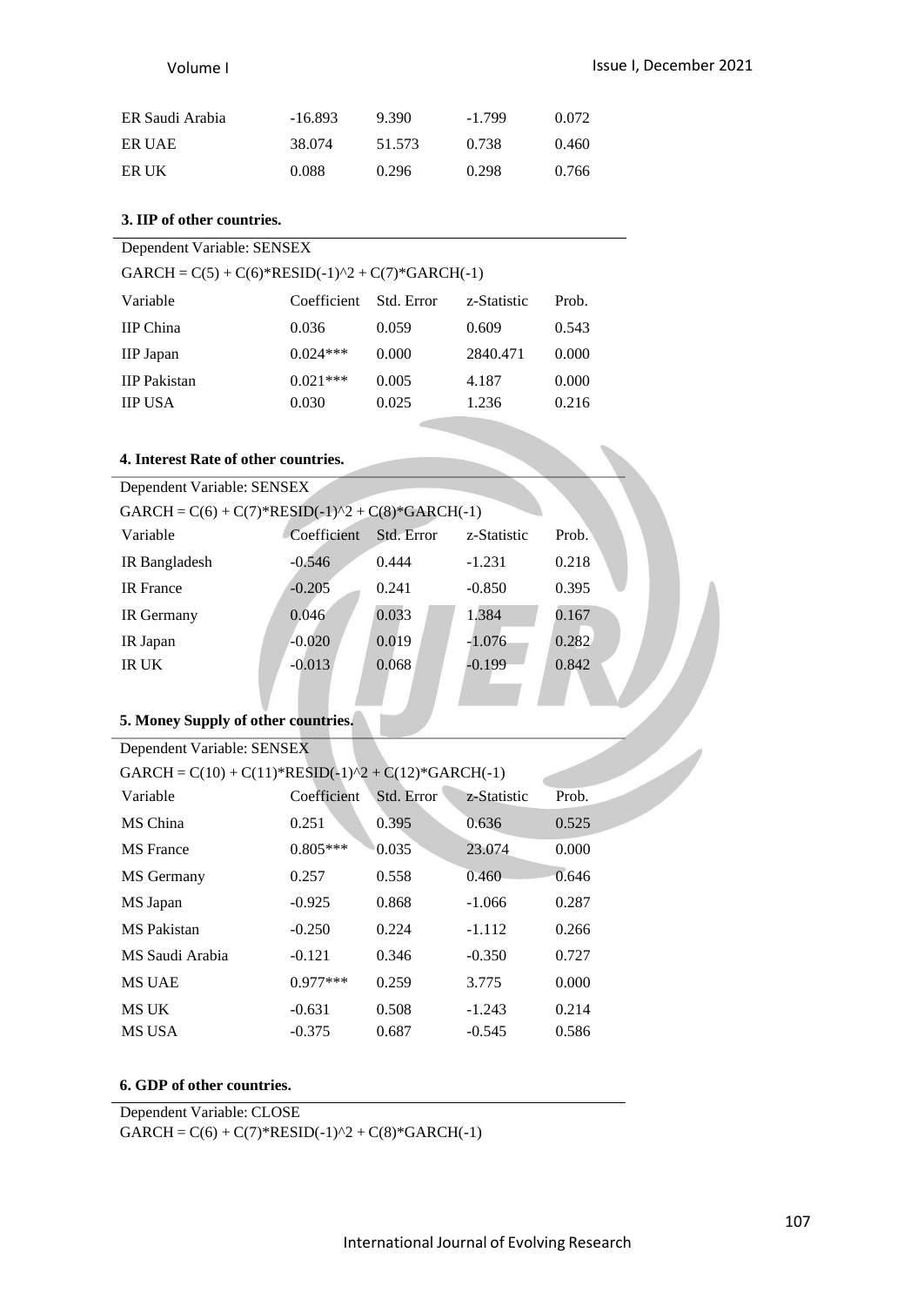| ER Saudi Arabia | -16.893 | 9.390 | -1.799 | 0.072 |
|---|---|---|---|---|
| ER UAE | 38.074 | 51.573 | 0.738 | 0.460 |
| ER UK | 0.088 | 0.296 | 0.298 | 0.766 |

**3. IIP of other countries.**

Dependent Variable: SENSEX

GARCH = C(5) + C(6)*RESID(-1)^2 + C(7)*GARCH(-1)

| Variable | Coefficient | Std. Error | z-Statistic | Prob. |
|---|---|---|---|---|
| IIP China | 0.036 | 0.059 | 0.609 | 0.543 |
| IIP Japan | 0.024*** | 0.000 | 2840.471 | 0.000 |
| IIP Pakistan | 0.021*** | 0.005 | 4.187 | 0.000 |
| IIP USA | 0.030 | 0.025 | 1.236 | 0.216 |

**4. Interest Rate of other countries.**

Dependent Variable: SENSEX

GARCH = C(6) + C(7)*RESID(-1)^2 + C(8)*GARCH(-1)

| Variable | Coefficient | Std. Error | z-Statistic | Prob. |
|---|---|---|---|---|
| IR Bangladesh | -0.546 | 0.444 | -1.231 | 0.218 |
| IR France | -0.205 | 0.241 | -0.850 | 0.395 |
| IR Germany | 0.046 | 0.033 | 1.384 | 0.167 |
| IR Japan | -0.020 | 0.019 | -1.076 | 0.282 |
| IR UK | -0.013 | 0.068 | -0.199 | 0.842 |

**5. Money Supply of other countries.**

Dependent Variable: SENSEX

GARCH = C(10) + C(11)*RESID(-1)^2 + C(12)*GARCH(-1)

| Variable | Coefficient | Std. Error | z-Statistic | Prob. |
|---|---|---|---|---|
| MS China | 0.251 | 0.395 | 0.636 | 0.525 |
| MS France | 0.805*** | 0.035 | 23.074 | 0.000 |
| MS Germany | 0.257 | 0.558 | 0.460 | 0.646 |
| MS Japan | -0.925 | 0.868 | -1.066 | 0.287 |
| MS Pakistan | -0.250 | 0.224 | -1.112 | 0.266 |
| MS Saudi Arabia | -0.121 | 0.346 | -0.350 | 0.727 |
| MS UAE | 0.977*** | 0.259 | 3.775 | 0.000 |
| MS UK | -0.631 | 0.508 | -1.243 | 0.214 |
| MS USA | -0.375 | 0.687 | -0.545 | 0.586 |

**6. GDP of other countries.**

Dependent Variable: CLOSE

GARCH = C(6) + C(7)*RESID(-1)^2 + C(8)*GARCH(-1)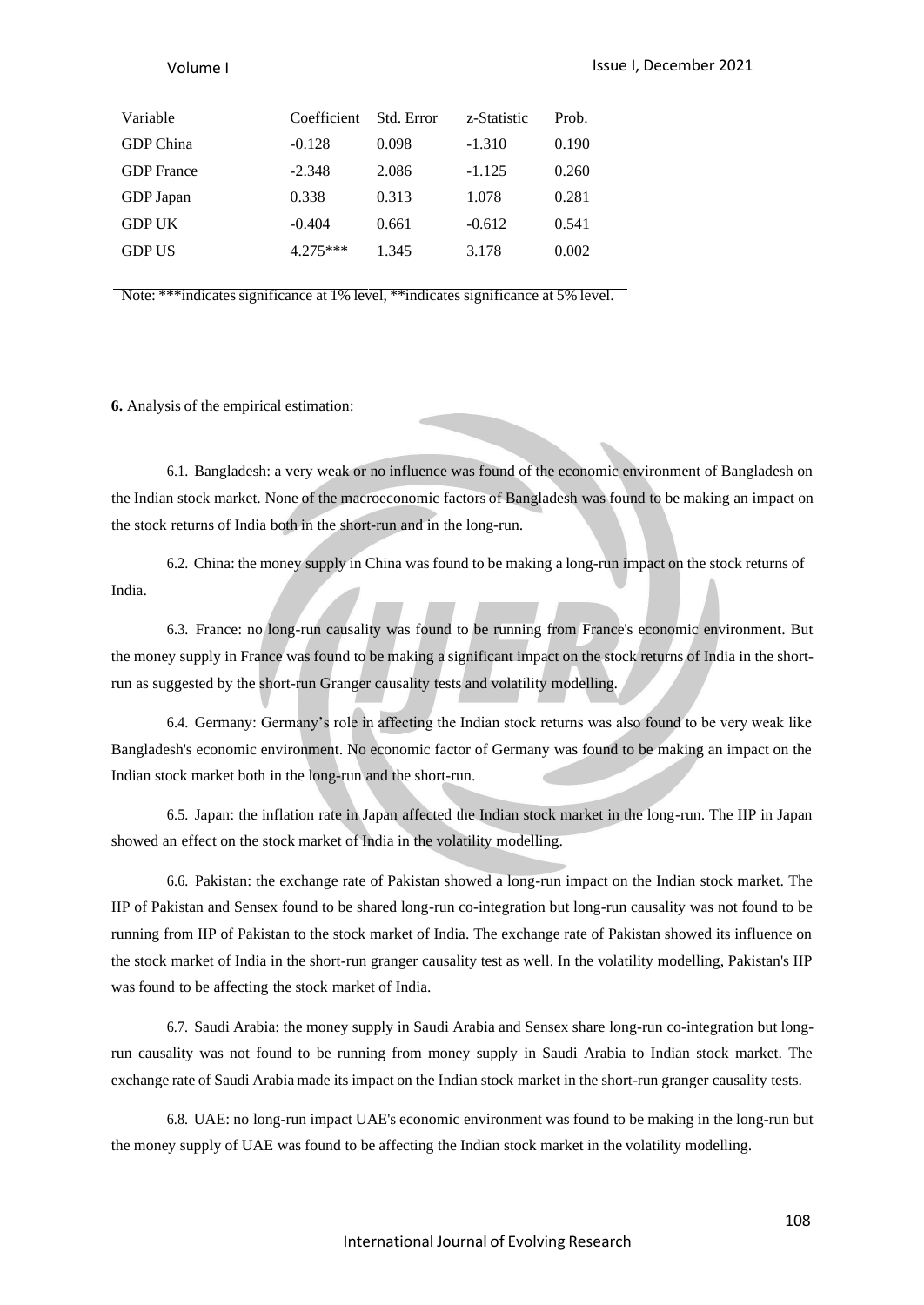| Variable | Coefficient | Std. Error | z-Statistic | Prob. |
|---|---|---|---|---|
| GDP China | -0.128 | 0.098 | -1.310 | 0.190 |
| GDP France | -2.348 | 2.086 | -1.125 | 0.260 |
| GDP Japan | 0.338 | 0.313 | 1.078 | 0.281 |
| GDP UK | -0.404 | 0.661 | -0.612 | 0.541 |
| GDP US | 4.275*** | 1.345 | 3.178 | 0.002 |

Note: ***indicates significance at 1% level, **indicates significance at 5% level.

**6.** Analysis of the empirical estimation:

6.1. Bangladesh: a very weak or no influence was found of the economic environment of Bangladesh on the Indian stock market. None of the macroeconomic factors of Bangladesh was found to be making an impact on the stock returns of India both in the short-run and in the long-run.

6.2. China: the money supply in China was found to be making a long-run impact on the stock returns of India.

6.3. France: no long-run causality was found to be running from France's economic environment. But the money supply in France was found to be making a significant impact on the stock returns of India in the short-run as suggested by the short-run Granger causality tests and volatility modelling.

6.4. Germany: Germany's role in affecting the Indian stock returns was also found to be very weak like Bangladesh's economic environment. No economic factor of Germany was found to be making an impact on the Indian stock market both in the long-run and the short-run.

6.5. Japan: the inflation rate in Japan affected the Indian stock market in the long-run. The IIP in Japan showed an effect on the stock market of India in the volatility modelling.

6.6. Pakistan: the exchange rate of Pakistan showed a long-run impact on the Indian stock market. The IIP of Pakistan and Sensex found to be shared long-run co-integration but long-run causality was not found to be running from IIP of Pakistan to the stock market of India. The exchange rate of Pakistan showed its influence on the stock market of India in the short-run granger causality test as well. In the volatility modelling, Pakistan's IIP was found to be affecting the stock market of India.

6.7. Saudi Arabia: the money supply in Saudi Arabia and Sensex share long-run co-integration but long-run causality was not found to be running from money supply in Saudi Arabia to Indian stock market. The exchange rate of Saudi Arabia made its impact on the Indian stock market in the short-run granger causality tests.

6.8. UAE: no long-run impact UAE's economic environment was found to be making in the long-run but the money supply of UAE was found to be affecting the Indian stock market in the volatility modelling.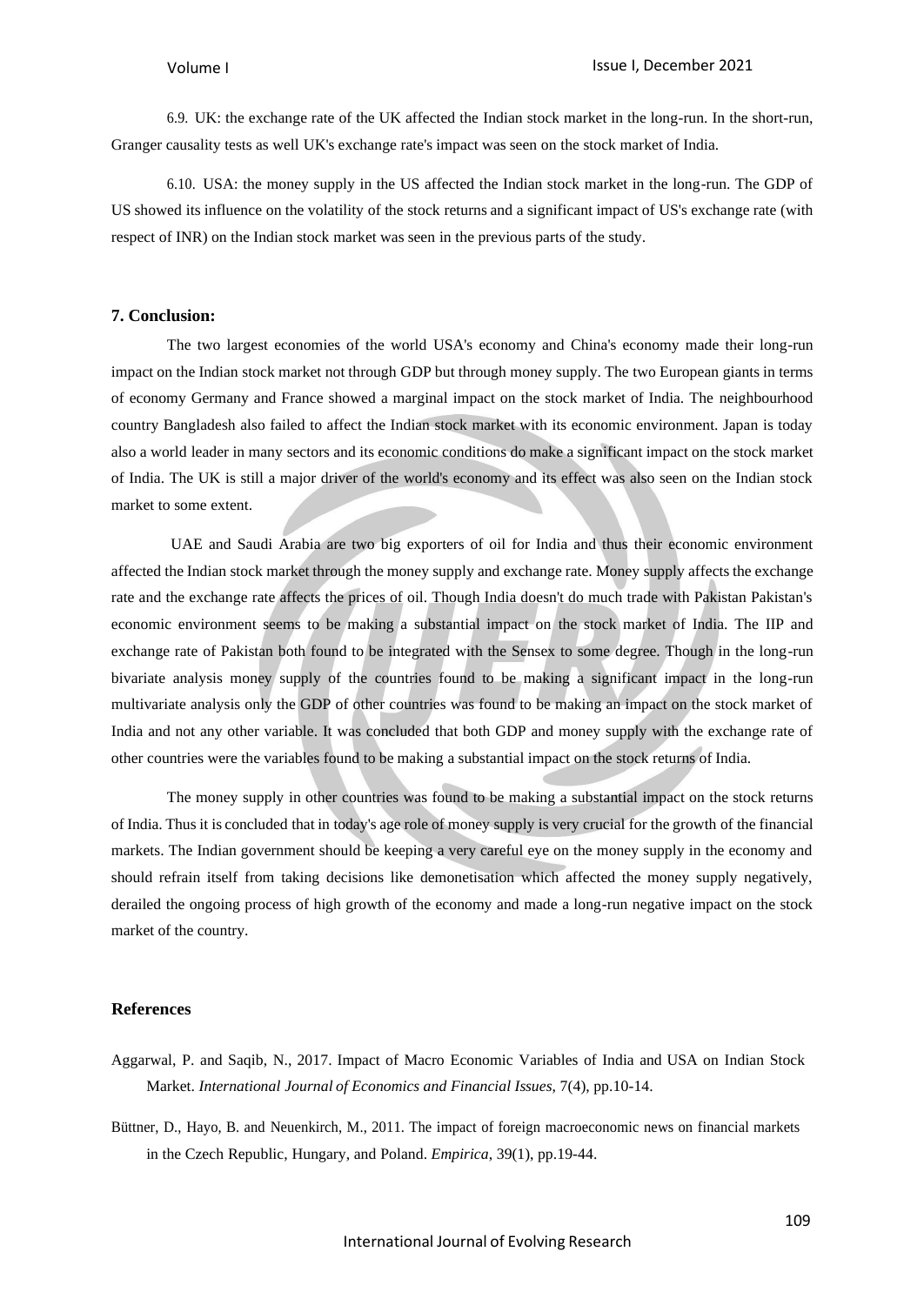6.9. UK: the exchange rate of the UK affected the Indian stock market in the long-run. In the short-run, Granger causality tests as well UK's exchange rate's impact was seen on the stock market of India.

6.10. USA: the money supply in the US affected the Indian stock market in the long-run. The GDP of US showed its influence on the volatility of the stock returns and a significant impact of US's exchange rate (with respect of INR) on the Indian stock market was seen in the previous parts of the study.

## 7. Conclusion:

The two largest economies of the world USA's economy and China's economy made their long-run impact on the Indian stock market not through GDP but through money supply. The two European giants in terms of economy Germany and France showed a marginal impact on the stock market of India. The neighbourhood country Bangladesh also failed to affect the Indian stock market with its economic environment. Japan is today also a world leader in many sectors and its economic conditions do make a significant impact on the stock market of India. The UK is still a major driver of the world's economy and its effect was also seen on the Indian stock market to some extent.

UAE and Saudi Arabia are two big exporters of oil for India and thus their economic environment affected the Indian stock market through the money supply and exchange rate. Money supply affects the exchange rate and the exchange rate affects the prices of oil. Though India doesn't do much trade with Pakistan Pakistan's economic environment seems to be making a substantial impact on the stock market of India. The IIP and exchange rate of Pakistan both found to be integrated with the Sensex to some degree. Though in the long-run bivariate analysis money supply of the countries found to be making a significant impact in the long-run multivariate analysis only the GDP of other countries was found to be making an impact on the stock market of India and not any other variable. It was concluded that both GDP and money supply with the exchange rate of other countries were the variables found to be making a substantial impact on the stock returns of India.

The money supply in other countries was found to be making a substantial impact on the stock returns of India. Thus it is concluded that in today's age role of money supply is very crucial for the growth of the financial markets. The Indian government should be keeping a very careful eye on the money supply in the economy and should refrain itself from taking decisions like demonetisation which affected the money supply negatively, derailed the ongoing process of high growth of the economy and made a long-run negative impact on the stock market of the country.

## References

Aggarwal, P. and Saqib, N., 2017. Impact of Macro Economic Variables of India and USA on Indian Stock Market. *International Journal of Economics and Financial Issues*, 7(4), pp.10-14.

Büttner, D., Hayo, B. and Neuenkirch, M., 2011. The impact of foreign macroeconomic news on financial markets in the Czech Republic, Hungary, and Poland. *Empirica*, 39(1), pp.19-44.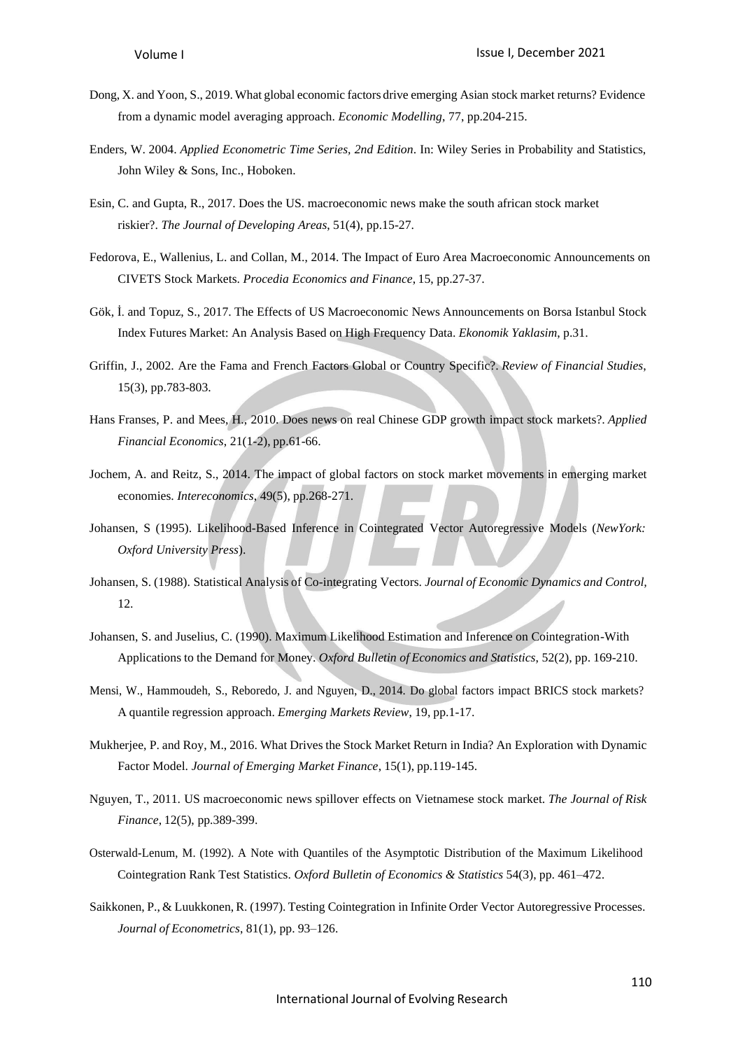Dong, X. and Yoon, S., 2019. What global economic factors drive emerging Asian stock market returns? Evidence from a dynamic model averaging approach. *Economic Modelling*, 77, pp.204-215.

Enders, W. 2004. *Applied Econometric Time Series, 2nd Edition*. In: Wiley Series in Probability and Statistics, John Wiley & Sons, Inc., Hoboken.

Esin, C. and Gupta, R., 2017. Does the US. macroeconomic news make the south african stock market riskier?. *The Journal of Developing Areas*, 51(4), pp.15-27.

Fedorova, E., Wallenius, L. and Collan, M., 2014. The Impact of Euro Area Macroeconomic Announcements on CIVETS Stock Markets. *Procedia Economics and Finance*, 15, pp.27-37.

Gök, İ. and Topuz, S., 2017. The Effects of US Macroeconomic News Announcements on Borsa Istanbul Stock Index Futures Market: An Analysis Based on High Frequency Data. *Ekonomik Yaklasim*, p.31.

Griffin, J., 2002. Are the Fama and French Factors Global or Country Specific?. *Review of Financial Studies*, 15(3), pp.783-803.

Hans Franses, P. and Mees, H., 2010. Does news on real Chinese GDP growth impact stock markets?. *Applied Financial Economics*, 21(1-2), pp.61-66.

Jochem, A. and Reitz, S., 2014. The impact of global factors on stock market movements in emerging market economies. *Intereconomics*, 49(5), pp.268-271.

Johansen, S (1995). Likelihood-Based Inference in Cointegrated Vector Autoregressive Models (*NewYork: Oxford University Press*).

Johansen, S. (1988). Statistical Analysis of Co-integrating Vectors. *Journal of Economic Dynamics and Control*, 12.

Johansen, S. and Juselius, C. (1990). Maximum Likelihood Estimation and Inference on Cointegration-With Applications to the Demand for Money. *Oxford Bulletin of Economics and Statistics*, 52(2), pp. 169-210.

Mensi, W., Hammoudeh, S., Reboredo, J. and Nguyen, D., 2014. Do global factors impact BRICS stock markets? A quantile regression approach. *Emerging Markets Review*, 19, pp.1-17.

Mukherjee, P. and Roy, M., 2016. What Drives the Stock Market Return in India? An Exploration with Dynamic Factor Model. *Journal of Emerging Market Finance*, 15(1), pp.119-145.

Nguyen, T., 2011. US macroeconomic news spillover effects on Vietnamese stock market. *The Journal of Risk Finance*, 12(5), pp.389-399.

Osterwald-Lenum, M. (1992). A Note with Quantiles of the Asymptotic Distribution of the Maximum Likelihood Cointegration Rank Test Statistics. *Oxford Bulletin of Economics & Statistics* 54(3), pp. 461–472.

Saikkonen, P., & Luukkonen, R. (1997). Testing Cointegration in Infinite Order Vector Autoregressive Processes. *Journal of Econometrics*, 81(1), pp. 93–126.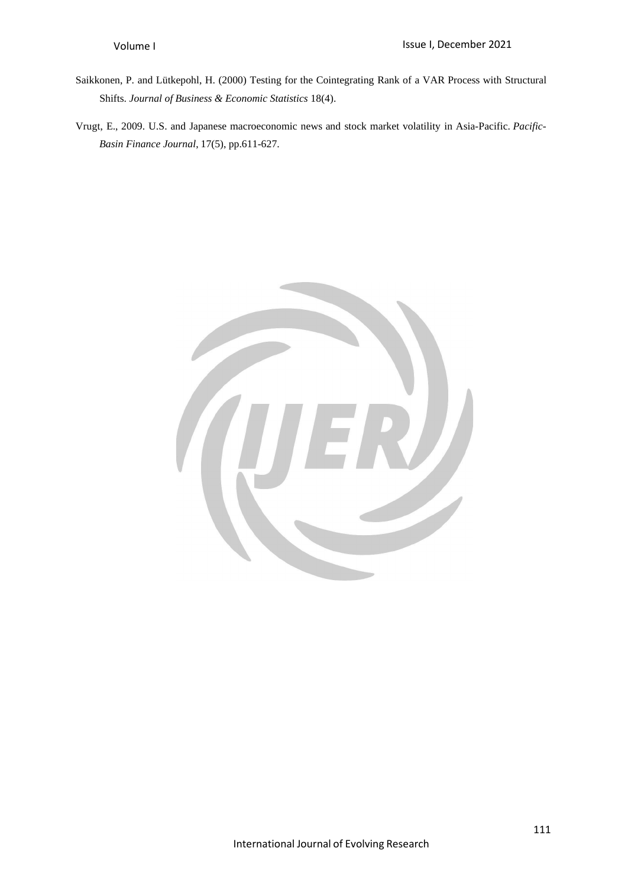Saikkonen, P. and Lütkepohl, H. (2000) Testing for the Cointegrating Rank of a VAR Process with Structural Shifts. *Journal of Business & Economic Statistics* 18(4).

Vrugt, E., 2009. U.S. and Japanese macroeconomic news and stock market volatility in Asia-Pacific. *Pacific-Basin Finance Journal*, 17(5), pp.611-627.